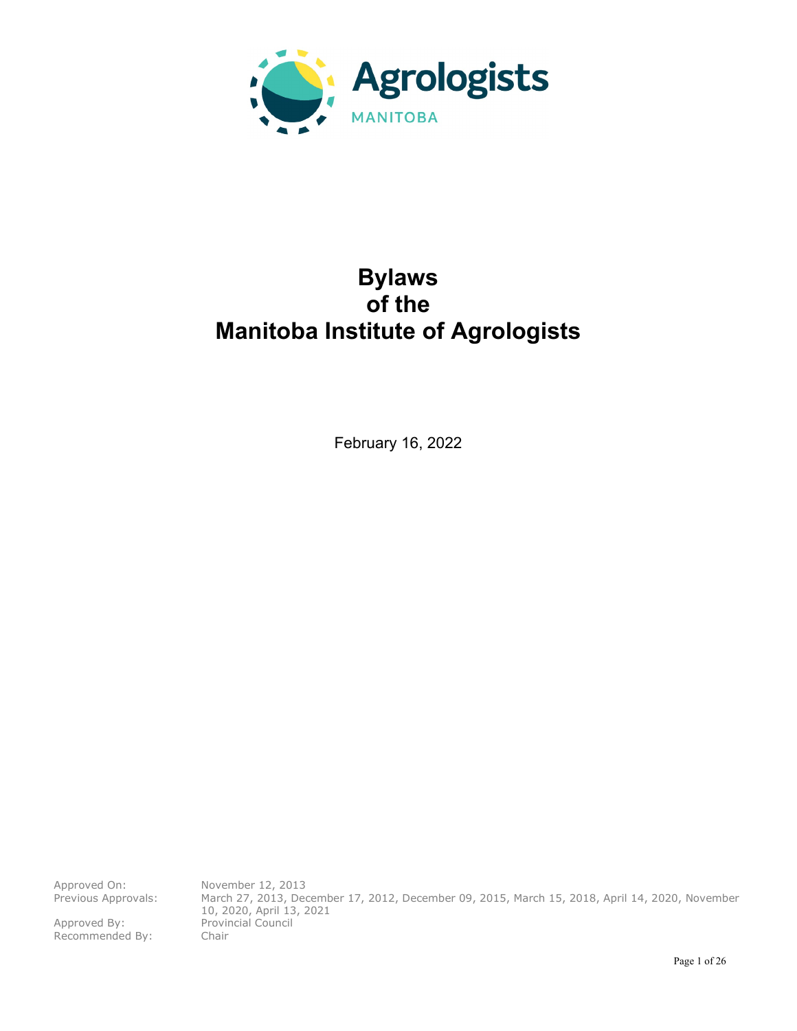Agrologists
MANITOBA

# Bylaws of the Manitoba Institute of Agrologists

February 16, 2022

Approved On: November 12, 2013
Previous Approvals: March 27, 2013, December 17, 2012, December 09, 2015, March 15, 2018, April 14, 2020, November 10, 2020, April 13, 2021
Approved By: Provincial Council
Recommended By: Chair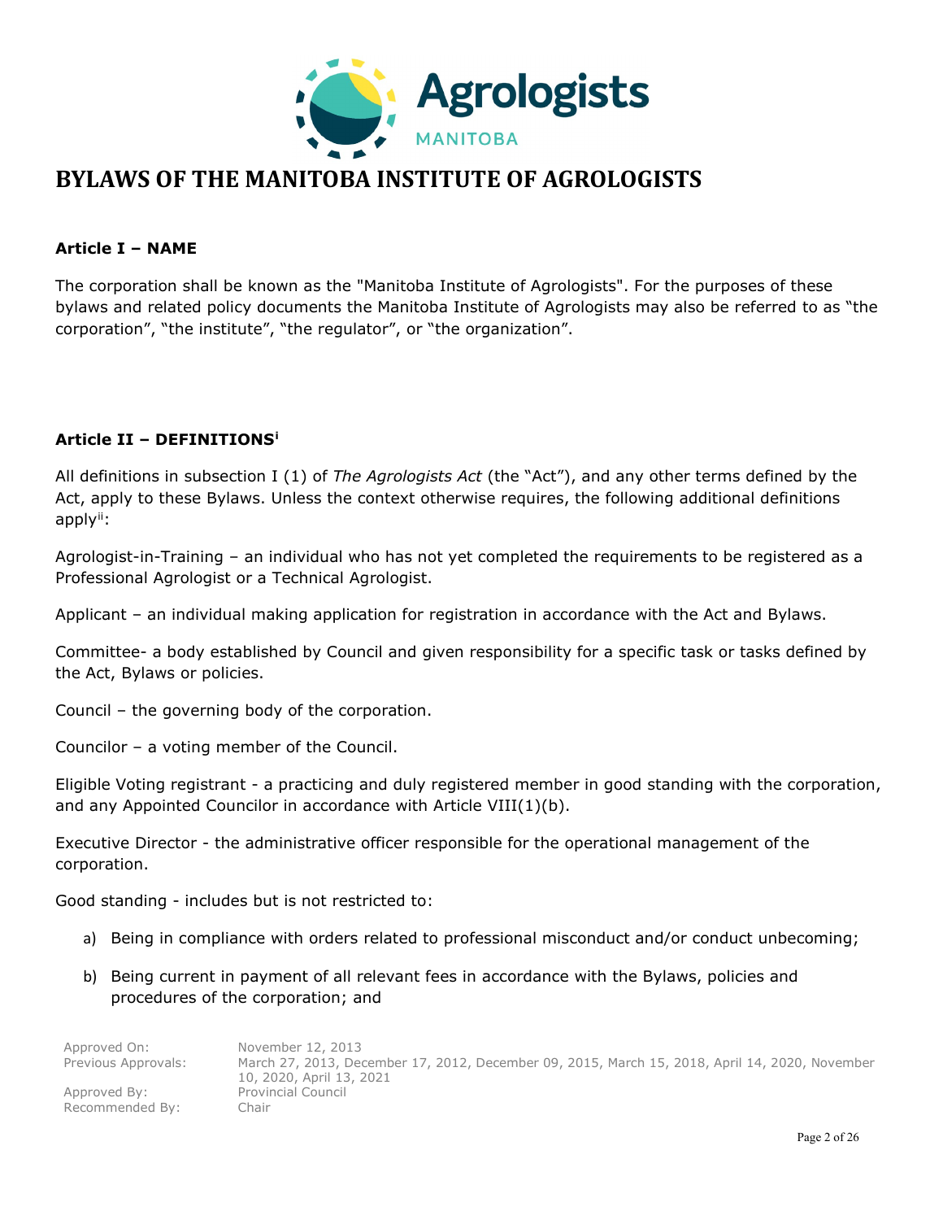# BYLAWS OF THE MANITOBA INSTITUTE OF AGROLOGISTS

### Article I – NAME

The corporation shall be known as the "Manitoba Institute of Agrologists". For the purposes of these bylaws and related policy documents the Manitoba Institute of Agrologists may also be referred to as "the corporation", "the institute", "the regulator", or "the organization".

### Article II – DEFINITIONS[i]

All definitions in subsection I (1) of *The Agrologists Act* (the "Act"), and any other terms defined by the Act, apply to these Bylaws. Unless the context otherwise requires, the following additional definitions apply[ii]:

Agrologist-in-Training – an individual who has not yet completed the requirements to be registered as a Professional Agrologist or a Technical Agrologist.

Applicant – an individual making application for registration in accordance with the Act and Bylaws.

Committee- a body established by Council and given responsibility for a specific task or tasks defined by the Act, Bylaws or policies.

Council – the governing body of the corporation.

Councilor – a voting member of the Council.

Eligible Voting registrant - a practicing and duly registered member in good standing with the corporation, and any Appointed Councilor in accordance with Article VIII(1)(b).

Executive Director - the administrative officer responsible for the operational management of the corporation.

Good standing - includes but is not restricted to:

a) Being in compliance with orders related to professional misconduct and/or conduct unbecoming;

b) Being current in payment of all relevant fees in accordance with the Bylaws, policies and procedures of the corporation; and

| | |
|---|---|
| Approved On: | November 12, 2013 |
| Previous Approvals: | March 27, 2013, December 17, 2012, December 09, 2015, March 15, 2018, April 14, 2020, November 10, 2020, April 13, 2021 |
| Approved By: | Provincial Council |
| Recommended By: | Chair |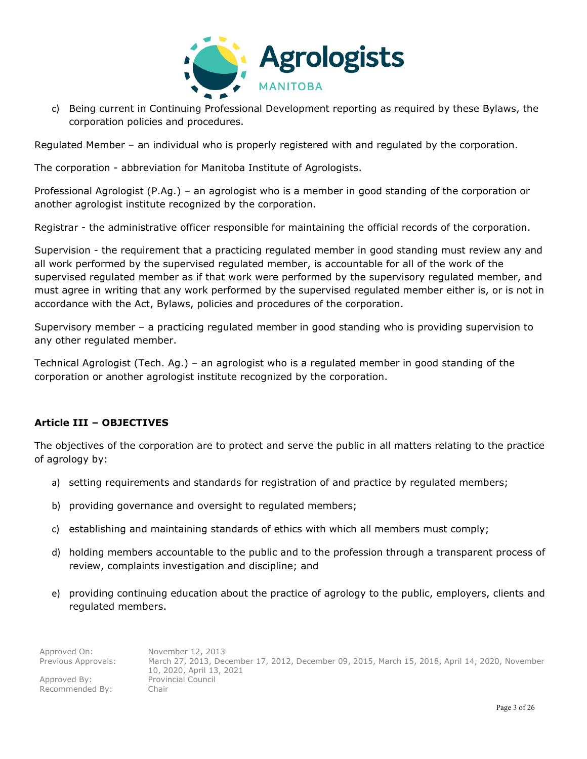c) Being current in Continuing Professional Development reporting as required by these Bylaws, the corporation policies and procedures.

Regulated Member – an individual who is properly registered with and regulated by the corporation.

The corporation - abbreviation for Manitoba Institute of Agrologists.

Professional Agrologist (P.Ag.) – an agrologist who is a member in good standing of the corporation or another agrologist institute recognized by the corporation.

Registrar - the administrative officer responsible for maintaining the official records of the corporation.

Supervision - the requirement that a practicing regulated member in good standing must review any and all work performed by the supervised regulated member, is accountable for all of the work of the supervised regulated member as if that work were performed by the supervisory regulated member, and must agree in writing that any work performed by the supervised regulated member either is, or is not in accordance with the Act, Bylaws, policies and procedures of the corporation.

Supervisory member – a practicing regulated member in good standing who is providing supervision to any other regulated member.

Technical Agrologist (Tech. Ag.) – an agrologist who is a regulated member in good standing of the corporation or another agrologist institute recognized by the corporation.

**Article III – OBJECTIVES**

The objectives of the corporation are to protect and serve the public in all matters relating to the practice of agrology by:

a) setting requirements and standards for registration of and practice by regulated members;

b) providing governance and oversight to regulated members;

c) establishing and maintaining standards of ethics with which all members must comply;

d) holding members accountable to the public and to the profession through a transparent process of review, complaints investigation and discipline; and

e) providing continuing education about the practice of agrology to the public, employers, clients and regulated members.

Approved On: November 12, 2013
Previous Approvals: March 27, 2013, December 17, 2012, December 09, 2015, March 15, 2018, April 14, 2020, November 10, 2020, April 13, 2021
Approved By: Provincial Council
Recommended By: Chair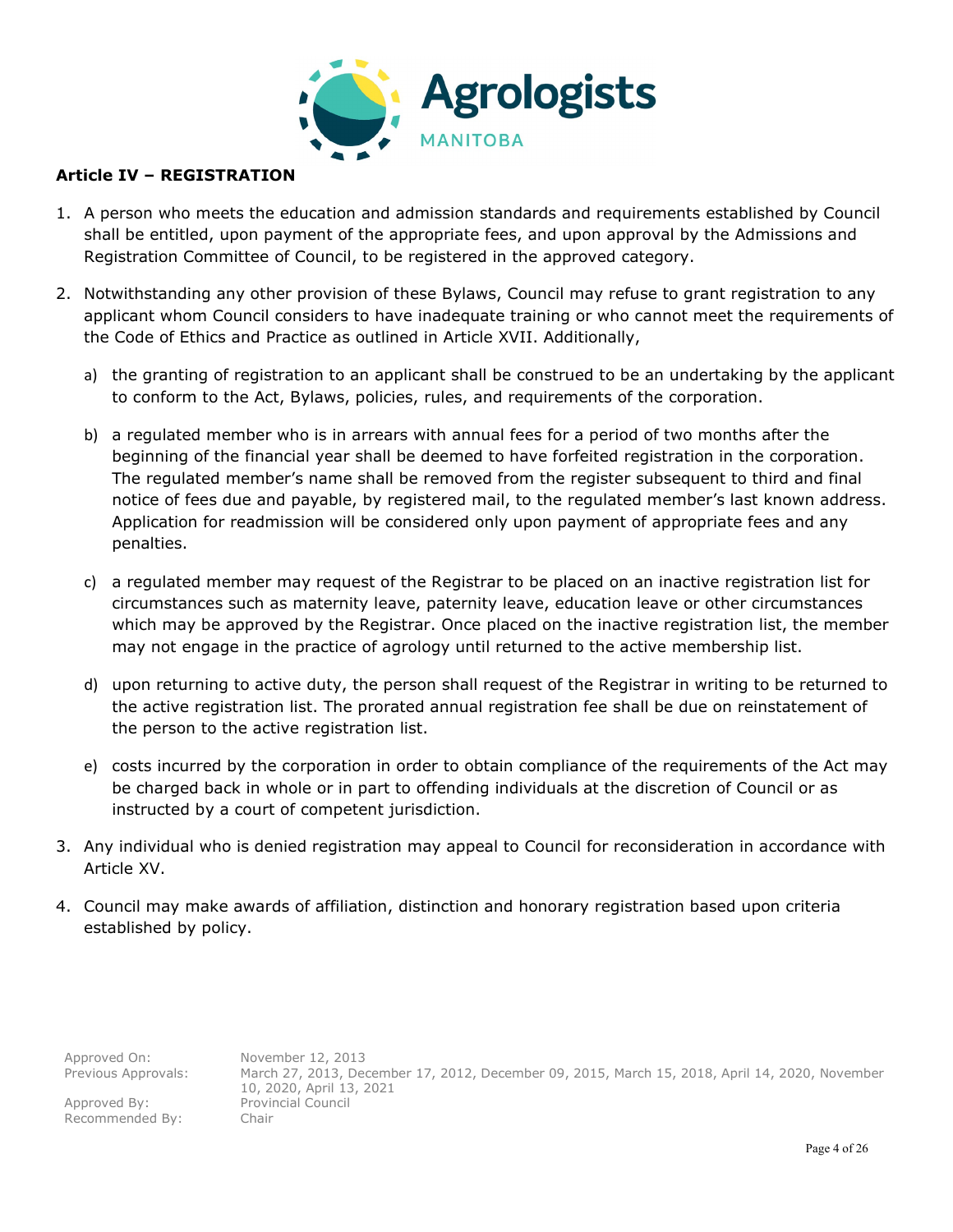## Article IV – REGISTRATION

1. A person who meets the education and admission standards and requirements established by Council shall be entitled, upon payment of the appropriate fees, and upon approval by the Admissions and Registration Committee of Council, to be registered in the approved category.

2. Notwithstanding any other provision of these Bylaws, Council may refuse to grant registration to any applicant whom Council considers to have inadequate training or who cannot meet the requirements of the Code of Ethics and Practice as outlined in Article XVII. Additionally,

   a) the granting of registration to an applicant shall be construed to be an undertaking by the applicant to conform to the Act, Bylaws, policies, rules, and requirements of the corporation.

   b) a regulated member who is in arrears with annual fees for a period of two months after the beginning of the financial year shall be deemed to have forfeited registration in the corporation. The regulated member's name shall be removed from the register subsequent to third and final notice of fees due and payable, by registered mail, to the regulated member's last known address. Application for readmission will be considered only upon payment of appropriate fees and any penalties.

   c) a regulated member may request of the Registrar to be placed on an inactive registration list for circumstances such as maternity leave, paternity leave, education leave or other circumstances which may be approved by the Registrar. Once placed on the inactive registration list, the member may not engage in the practice of agrology until returned to the active membership list.

   d) upon returning to active duty, the person shall request of the Registrar in writing to be returned to the active registration list. The prorated annual registration fee shall be due on reinstatement of the person to the active registration list.

   e) costs incurred by the corporation in order to obtain compliance of the requirements of the Act may be charged back in whole or in part to offending individuals at the discretion of Council or as instructed by a court of competent jurisdiction.

3. Any individual who is denied registration may appeal to Council for reconsideration in accordance with Article XV.

4. Council may make awards of affiliation, distinction and honorary registration based upon criteria established by policy.

Approved On: November 12, 2013
Previous Approvals: March 27, 2013, December 17, 2012, December 09, 2015, March 15, 2018, April 14, 2020, November 10, 2020, April 13, 2021
Approved By: Provincial Council
Recommended By: Chair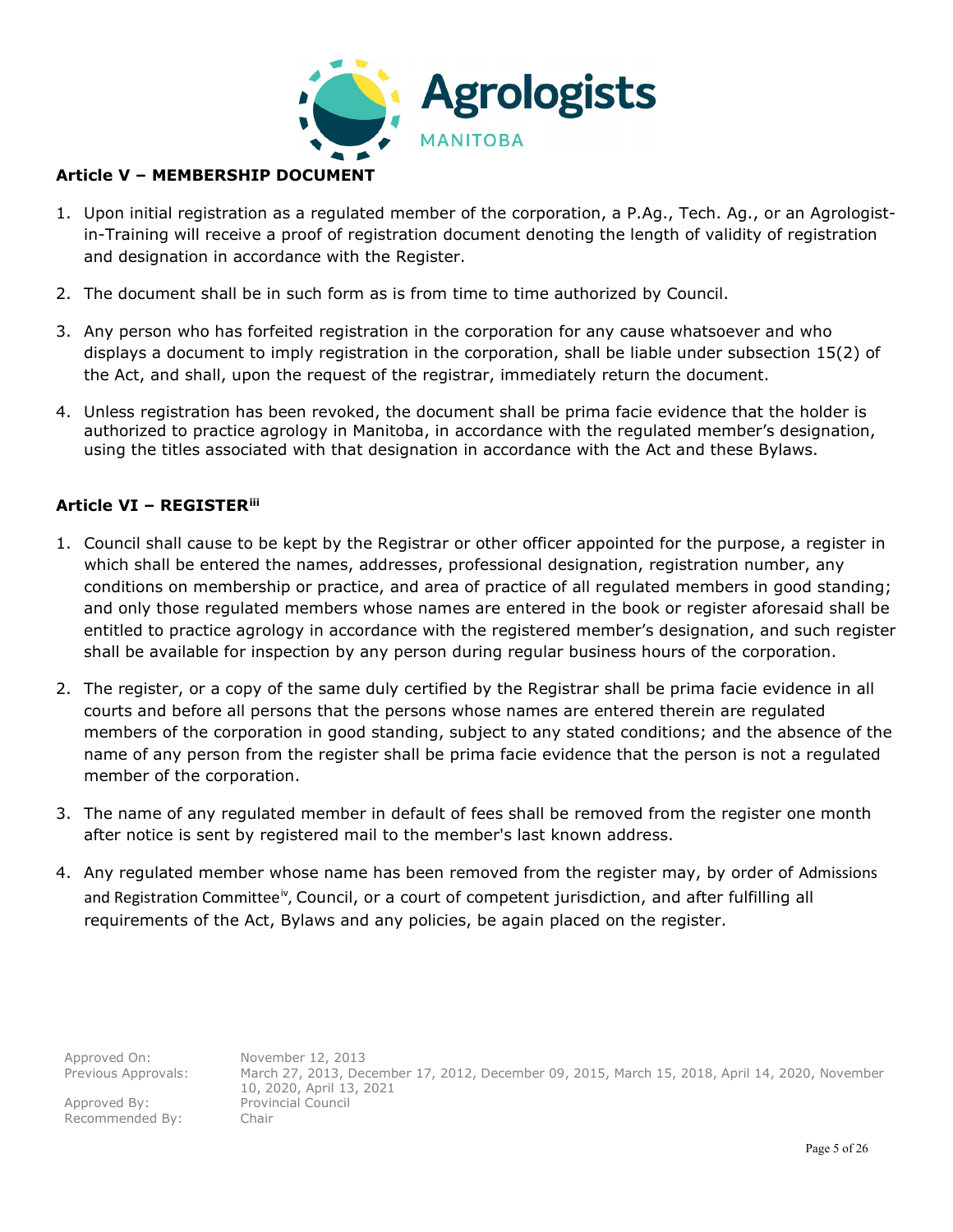## Article V – MEMBERSHIP DOCUMENT

1. Upon initial registration as a regulated member of the corporation, a P.Ag., Tech. Ag., or an Agrologist-in-Training will receive a proof of registration document denoting the length of validity of registration and designation in accordance with the Register.

2. The document shall be in such form as is from time to time authorized by Council.

3. Any person who has forfeited registration in the corporation for any cause whatsoever and who displays a document to imply registration in the corporation, shall be liable under subsection 15(2) of the Act, and shall, upon the request of the registrar, immediately return the document.

4. Unless registration has been revoked, the document shall be prima facie evidence that the holder is authorized to practice agrology in Manitoba, in accordance with the regulated member's designation, using the titles associated with that designation in accordance with the Act and these Bylaws.

## Article VI – REGISTER[iii]

1. Council shall cause to be kept by the Registrar or other officer appointed for the purpose, a register in which shall be entered the names, addresses, professional designation, registration number, any conditions on membership or practice, and area of practice of all regulated members in good standing; and only those regulated members whose names are entered in the book or register aforesaid shall be entitled to practice agrology in accordance with the registered member's designation, and such register shall be available for inspection by any person during regular business hours of the corporation.

2. The register, or a copy of the same duly certified by the Registrar shall be prima facie evidence in all courts and before all persons that the persons whose names are entered therein are regulated members of the corporation in good standing, subject to any stated conditions; and the absence of the name of any person from the register shall be prima facie evidence that the person is not a regulated member of the corporation.

3. The name of any regulated member in default of fees shall be removed from the register one month after notice is sent by registered mail to the member's last known address.

4. Any regulated member whose name has been removed from the register may, by order of Admissions and Registration Committee[iv], Council, or a court of competent jurisdiction, and after fulfilling all requirements of the Act, Bylaws and any policies, be again placed on the register.

Approved On: November 12, 2013
Previous Approvals: March 27, 2013, December 17, 2012, December 09, 2015, March 15, 2018, April 14, 2020, November 10, 2020, April 13, 2021
Approved By: Provincial Council
Recommended By: Chair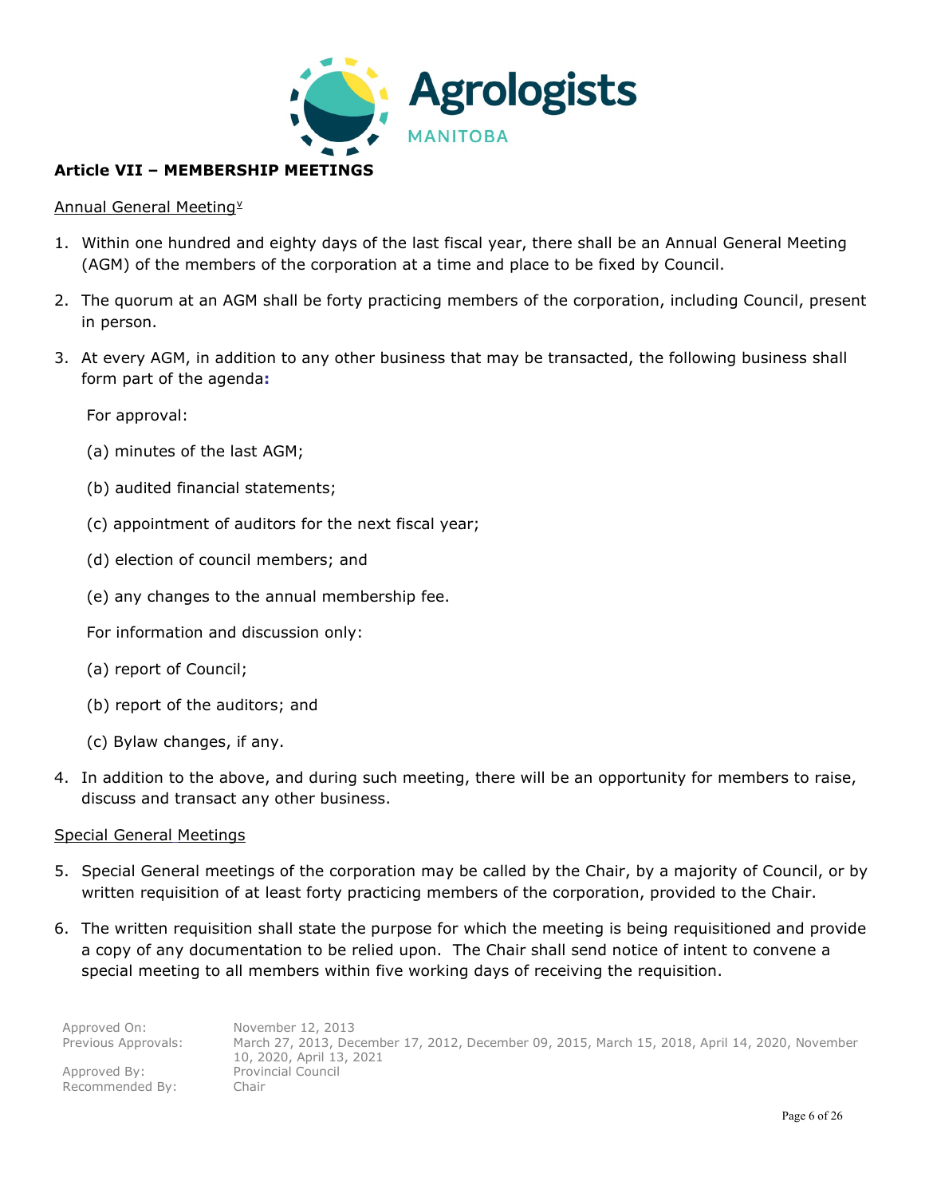**Article VII – MEMBERSHIP MEETINGS**

Annual General Meeting[v]

1. Within one hundred and eighty days of the last fiscal year, there shall be an Annual General Meeting (AGM) of the members of the corporation at a time and place to be fixed by Council.

2. The quorum at an AGM shall be forty practicing members of the corporation, including Council, present in person.

3. At every AGM, in addition to any other business that may be transacted, the following business shall form part of the agenda:

   For approval:

   (a) minutes of the last AGM;

   (b) audited financial statements;

   (c) appointment of auditors for the next fiscal year;

   (d) election of council members; and

   (e) any changes to the annual membership fee.

   For information and discussion only:

   (a) report of Council;

   (b) report of the auditors; and

   (c) Bylaw changes, if any.

4. In addition to the above, and during such meeting, there will be an opportunity for members to raise, discuss and transact any other business.

Special General Meetings

5. Special General meetings of the corporation may be called by the Chair, by a majority of Council, or by written requisition of at least forty practicing members of the corporation, provided to the Chair.

6. The written requisition shall state the purpose for which the meeting is being requisitioned and provide a copy of any documentation to be relied upon. The Chair shall send notice of intent to convene a special meeting to all members within five working days of receiving the requisition.

| | |
|---|---|
| Approved On: | November 12, 2013 |
| Previous Approvals: | March 27, 2013, December 17, 2012, December 09, 2015, March 15, 2018, April 14, 2020, November 10, 2020, April 13, 2021 |
| Approved By: | Provincial Council |
| Recommended By: | Chair |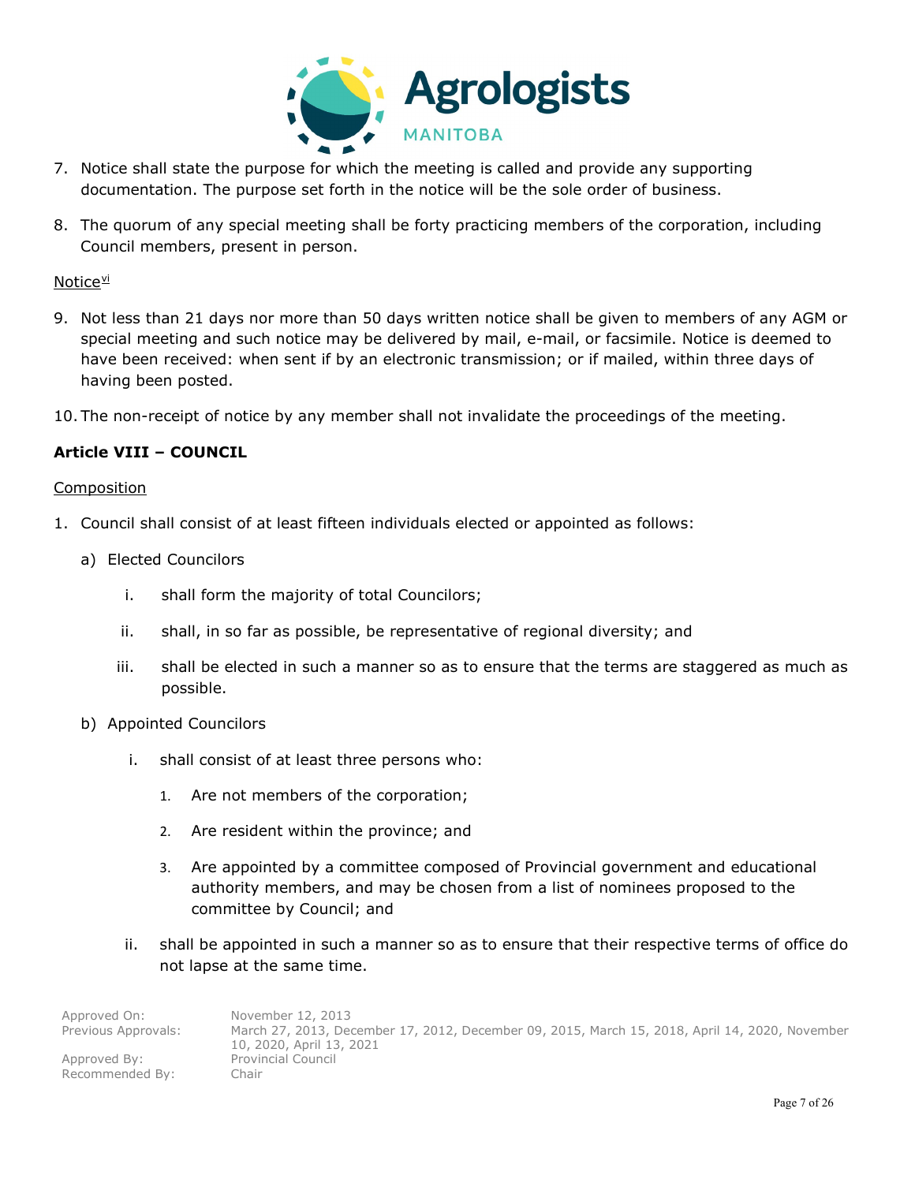7. Notice shall state the purpose for which the meeting is called and provide any supporting documentation. The purpose set forth in the notice will be the sole order of business.

8. The quorum of any special meeting shall be forty practicing members of the corporation, including Council members, present in person.

Notice[vi]

9. Not less than 21 days nor more than 50 days written notice shall be given to members of any AGM or special meeting and such notice may be delivered by mail, e-mail, or facsimile. Notice is deemed to have been received: when sent if by an electronic transmission; or if mailed, within three days of having been posted.

10. The non-receipt of notice by any member shall not invalidate the proceedings of the meeting.

**Article VIII – COUNCIL**

Composition

1. Council shall consist of at least fifteen individuals elected or appointed as follows:

   a) Elected Councilors

      i. shall form the majority of total Councilors;

      ii. shall, in so far as possible, be representative of regional diversity; and

      iii. shall be elected in such a manner so as to ensure that the terms are staggered as much as possible.

   b) Appointed Councilors

      i. shall consist of at least three persons who:

         1. Are not members of the corporation;

         2. Are resident within the province; and

         3. Are appointed by a committee composed of Provincial government and educational authority members, and may be chosen from a list of nominees proposed to the committee by Council; and

      ii. shall be appointed in such a manner so as to ensure that their respective terms of office do not lapse at the same time.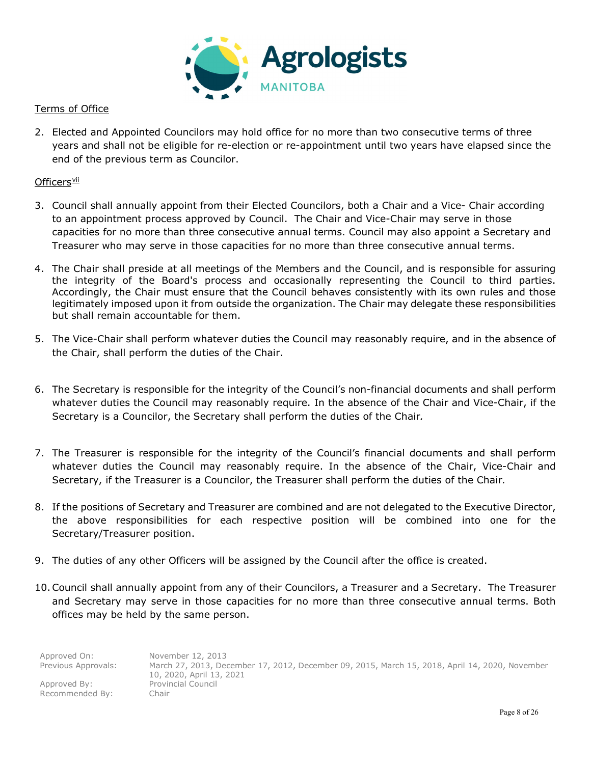Terms of Office

2. Elected and Appointed Councilors may hold office for no more than two consecutive terms of three years and shall not be eligible for re-election or re-appointment until two years have elapsed since the end of the previous term as Councilor.

Officers[vii]

3. Council shall annually appoint from their Elected Councilors, both a Chair and a Vice- Chair according to an appointment process approved by Council. The Chair and Vice-Chair may serve in those capacities for no more than three consecutive annual terms. Council may also appoint a Secretary and Treasurer who may serve in those capacities for no more than three consecutive annual terms.

4. The Chair shall preside at all meetings of the Members and the Council, and is responsible for assuring the integrity of the Board's process and occasionally representing the Council to third parties. Accordingly, the Chair must ensure that the Council behaves consistently with its own rules and those legitimately imposed upon it from outside the organization. The Chair may delegate these responsibilities but shall remain accountable for them.

5. The Vice-Chair shall perform whatever duties the Council may reasonably require, and in the absence of the Chair, shall perform the duties of the Chair.

6. The Secretary is responsible for the integrity of the Council's non-financial documents and shall perform whatever duties the Council may reasonably require. In the absence of the Chair and Vice-Chair, if the Secretary is a Councilor, the Secretary shall perform the duties of the Chair.

7. The Treasurer is responsible for the integrity of the Council's financial documents and shall perform whatever duties the Council may reasonably require. In the absence of the Chair, Vice-Chair and Secretary, if the Treasurer is a Councilor, the Treasurer shall perform the duties of the Chair.

8. If the positions of Secretary and Treasurer are combined and are not delegated to the Executive Director, the above responsibilities for each respective position will be combined into one for the Secretary/Treasurer position.

9. The duties of any other Officers will be assigned by the Council after the office is created.

10. Council shall annually appoint from any of their Councilors, a Treasurer and a Secretary. The Treasurer and Secretary may serve in those capacities for no more than three consecutive annual terms. Both offices may be held by the same person.

| | |
|---|---|
| Approved On: | November 12, 2013 |
| Previous Approvals: | March 27, 2013, December 17, 2012, December 09, 2015, March 15, 2018, April 14, 2020, November 10, 2020, April 13, 2021 |
| Approved By: | Provincial Council |
| Recommended By: | Chair |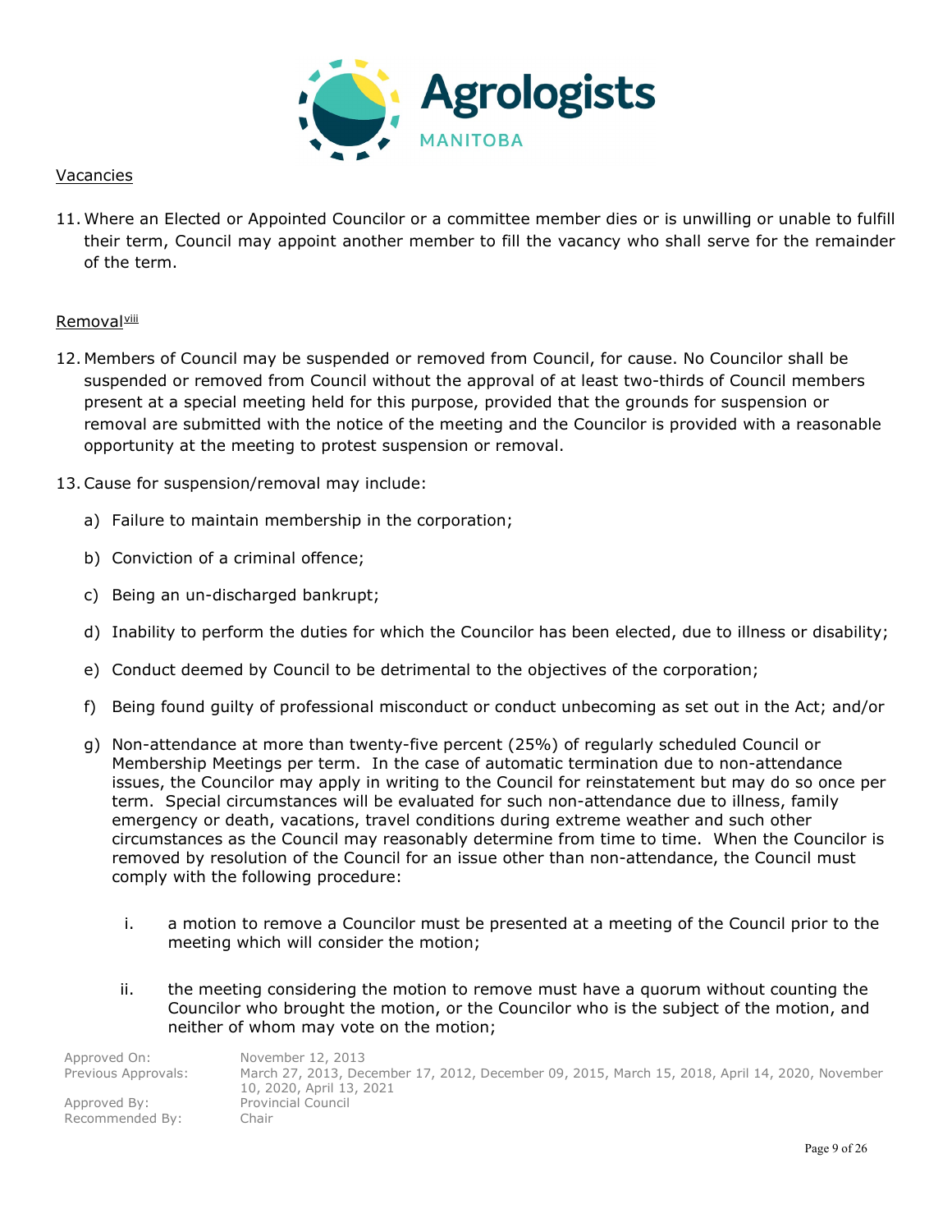Vacancies

11. Where an Elected or Appointed Councilor or a committee member dies or is unwilling or unable to fulfill their term, Council may appoint another member to fill the vacancy who shall serve for the remainder of the term.

Removal[viii]

12. Members of Council may be suspended or removed from Council, for cause. No Councilor shall be suspended or removed from Council without the approval of at least two-thirds of Council members present at a special meeting held for this purpose, provided that the grounds for suspension or removal are submitted with the notice of the meeting and the Councilor is provided with a reasonable opportunity at the meeting to protest suspension or removal.

13. Cause for suspension/removal may include:

    a) Failure to maintain membership in the corporation;

    b) Conviction of a criminal offence;

    c) Being an un-discharged bankrupt;

    d) Inability to perform the duties for which the Councilor has been elected, due to illness or disability;

    e) Conduct deemed by Council to be detrimental to the objectives of the corporation;

    f) Being found guilty of professional misconduct or conduct unbecoming as set out in the Act; and/or

    g) Non-attendance at more than twenty-five percent (25%) of regularly scheduled Council or Membership Meetings per term. In the case of automatic termination due to non-attendance issues, the Councilor may apply in writing to the Council for reinstatement but may do so once per term. Special circumstances will be evaluated for such non-attendance due to illness, family emergency or death, vacations, travel conditions during extreme weather and such other circumstances as the Council may reasonably determine from time to time. When the Councilor is removed by resolution of the Council for an issue other than non-attendance, the Council must comply with the following procedure:

        i. a motion to remove a Councilor must be presented at a meeting of the Council prior to the meeting which will consider the motion;

        ii. the meeting considering the motion to remove must have a quorum without counting the Councilor who brought the motion, or the Councilor who is the subject of the motion, and neither of whom may vote on the motion;

Approved On: November 12, 2013
Previous Approvals: March 27, 2013, December 17, 2012, December 09, 2015, March 15, 2018, April 14, 2020, November 10, 2020, April 13, 2021
Approved By: Provincial Council
Recommended By: Chair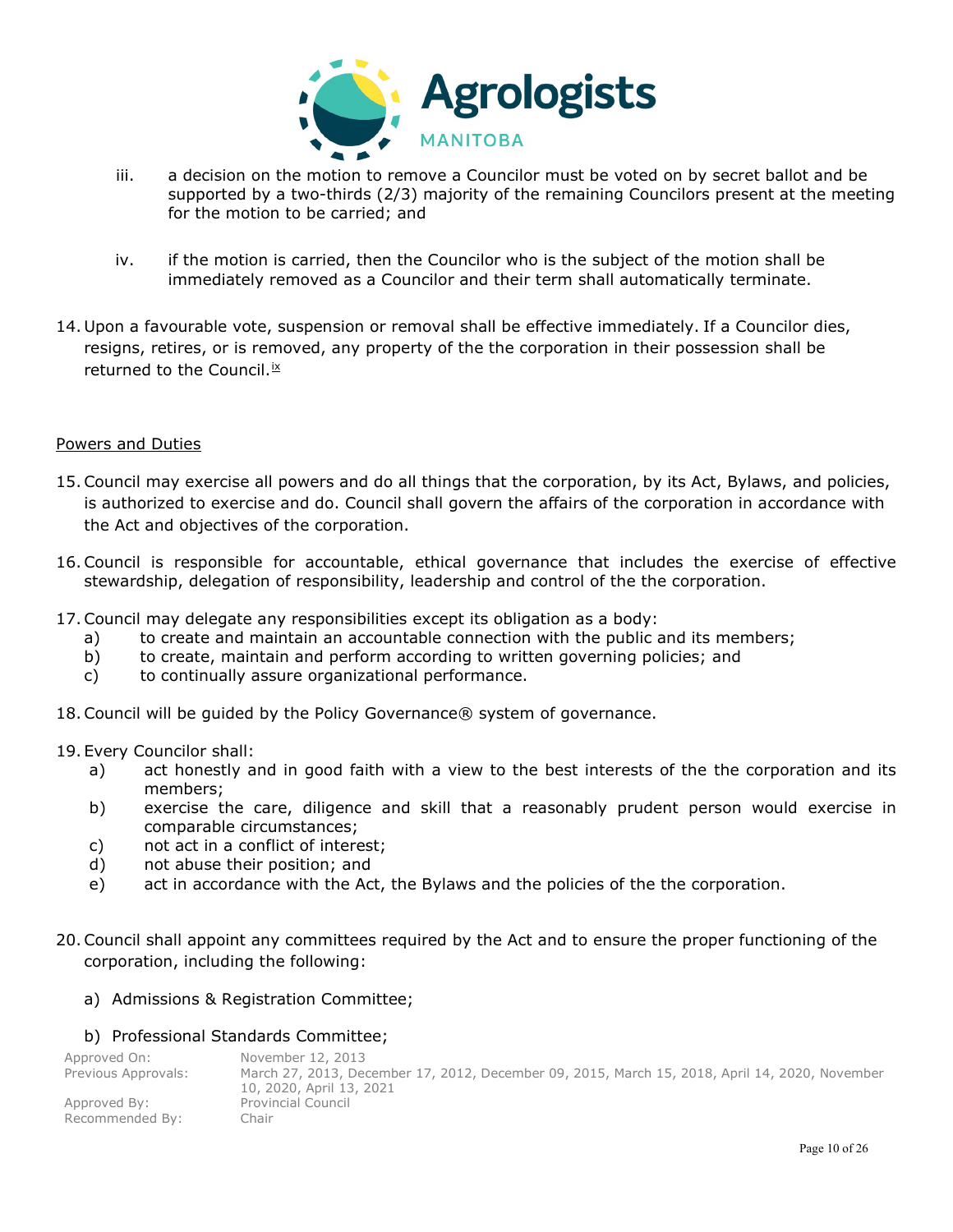iii. a decision on the motion to remove a Councilor must be voted on by secret ballot and be supported by a two-thirds (2/3) majority of the remaining Councilors present at the meeting for the motion to be carried; and

iv. if the motion is carried, then the Councilor who is the subject of the motion shall be immediately removed as a Councilor and their term shall automatically terminate.

14. Upon a favourable vote, suspension or removal shall be effective immediately. If a Councilor dies, resigns, retires, or is removed, any property of the the corporation in their possession shall be returned to the Council.[ix]

Powers and Duties

15. Council may exercise all powers and do all things that the corporation, by its Act, Bylaws, and policies, is authorized to exercise and do. Council shall govern the affairs of the corporation in accordance with the Act and objectives of the corporation.

16. Council is responsible for accountable, ethical governance that includes the exercise of effective stewardship, delegation of responsibility, leadership and control of the the corporation.

17. Council may delegate any responsibilities except its obligation as a body:
    a) to create and maintain an accountable connection with the public and its members;
    b) to create, maintain and perform according to written governing policies; and
    c) to continually assure organizational performance.

18. Council will be guided by the Policy Governance® system of governance.

19. Every Councilor shall:
    a) act honestly and in good faith with a view to the best interests of the the corporation and its members;
    b) exercise the care, diligence and skill that a reasonably prudent person would exercise in comparable circumstances;
    c) not act in a conflict of interest;
    d) not abuse their position; and
    e) act in accordance with the Act, the Bylaws and the policies of the the corporation.

20. Council shall appoint any committees required by the Act and to ensure the proper functioning of the corporation, including the following:

    a) Admissions & Registration Committee;

    b) Professional Standards Committee;

Approved On: November 12, 2013
Previous Approvals: March 27, 2013, December 17, 2012, December 09, 2015, March 15, 2018, April 14, 2020, November 10, 2020, April 13, 2021
Approved By: Provincial Council
Recommended By: Chair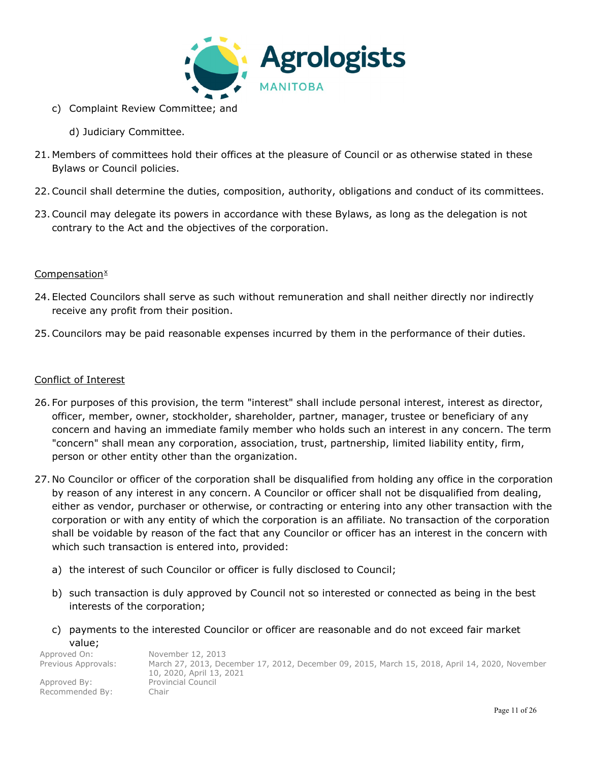c) Complaint Review Committee; and

d) Judiciary Committee.

21. Members of committees hold their offices at the pleasure of Council or as otherwise stated in these Bylaws or Council policies.

22. Council shall determine the duties, composition, authority, obligations and conduct of its committees.

23. Council may delegate its powers in accordance with these Bylaws, as long as the delegation is not contrary to the Act and the objectives of the corporation.

<u>Compensation</u>[x]

24. Elected Councilors shall serve as such without remuneration and shall neither directly nor indirectly receive any profit from their position.

25. Councilors may be paid reasonable expenses incurred by them in the performance of their duties.

<u>Conflict of Interest</u>

26. For purposes of this provision, the term "interest" shall include personal interest, interest as director, officer, member, owner, stockholder, shareholder, partner, manager, trustee or beneficiary of any concern and having an immediate family member who holds such an interest in any concern. The term "concern" shall mean any corporation, association, trust, partnership, limited liability entity, firm, person or other entity other than the organization.

27. No Councilor or officer of the corporation shall be disqualified from holding any office in the corporation by reason of any interest in any concern. A Councilor or officer shall not be disqualified from dealing, either as vendor, purchaser or otherwise, or contracting or entering into any other transaction with the corporation or with any entity of which the corporation is an affiliate. No transaction of the corporation shall be voidable by reason of the fact that any Councilor or officer has an interest in the concern with which such transaction is entered into, provided:

    a) the interest of such Councilor or officer is fully disclosed to Council;

    b) such transaction is duly approved by Council not so interested or connected as being in the best interests of the corporation;

    c) payments to the interested Councilor or officer are reasonable and do not exceed fair market value;

Approved On: November 12, 2013
Previous Approvals: March 27, 2013, December 17, 2012, December 09, 2015, March 15, 2018, April 14, 2020, November 10, 2020, April 13, 2021
Approved By: Provincial Council
Recommended By: Chair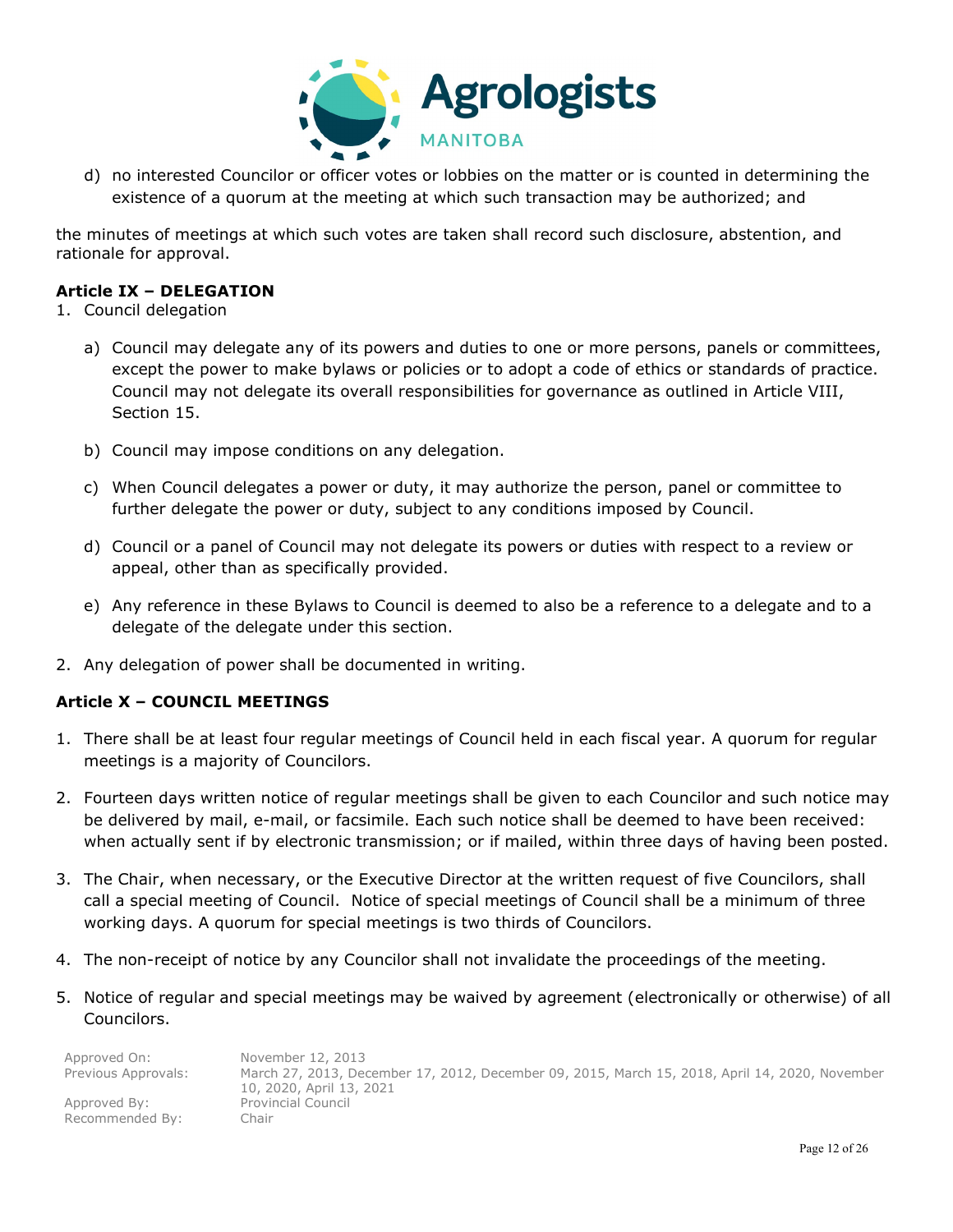d) no interested Councilor or officer votes or lobbies on the matter or is counted in determining the existence of a quorum at the meeting at which such transaction may be authorized; and

the minutes of meetings at which such votes are taken shall record such disclosure, abstention, and rationale for approval.

**Article IX – DELEGATION**

1. Council delegation

   a) Council may delegate any of its powers and duties to one or more persons, panels or committees, except the power to make bylaws or policies or to adopt a code of ethics or standards of practice. Council may not delegate its overall responsibilities for governance as outlined in Article VIII, Section 15.

   b) Council may impose conditions on any delegation.

   c) When Council delegates a power or duty, it may authorize the person, panel or committee to further delegate the power or duty, subject to any conditions imposed by Council.

   d) Council or a panel of Council may not delegate its powers or duties with respect to a review or appeal, other than as specifically provided.

   e) Any reference in these Bylaws to Council is deemed to also be a reference to a delegate and to a delegate of the delegate under this section.

2. Any delegation of power shall be documented in writing.

**Article X – COUNCIL MEETINGS**

1. There shall be at least four regular meetings of Council held in each fiscal year. A quorum for regular meetings is a majority of Councilors.

2. Fourteen days written notice of regular meetings shall be given to each Councilor and such notice may be delivered by mail, e-mail, or facsimile. Each such notice shall be deemed to have been received: when actually sent if by electronic transmission; or if mailed, within three days of having been posted.

3. The Chair, when necessary, or the Executive Director at the written request of five Councilors, shall call a special meeting of Council. Notice of special meetings of Council shall be a minimum of three working days. A quorum for special meetings is two thirds of Councilors.

4. The non-receipt of notice by any Councilor shall not invalidate the proceedings of the meeting.

5. Notice of regular and special meetings may be waived by agreement (electronically or otherwise) of all Councilors.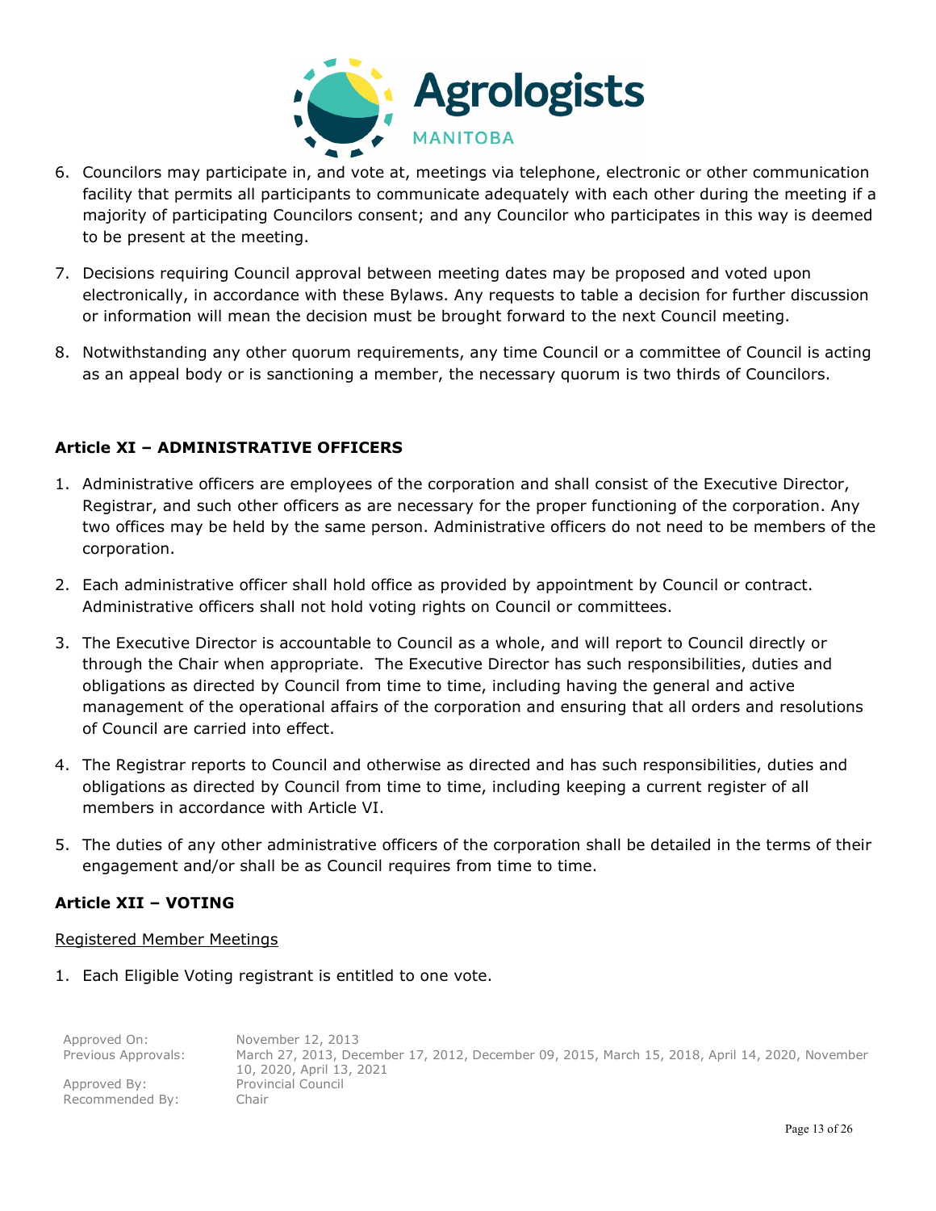6. Councilors may participate in, and vote at, meetings via telephone, electronic or other communication facility that permits all participants to communicate adequately with each other during the meeting if a majority of participating Councilors consent; and any Councilor who participates in this way is deemed to be present at the meeting.
7. Decisions requiring Council approval between meeting dates may be proposed and voted upon electronically, in accordance with these Bylaws. Any requests to table a decision for further discussion or information will mean the decision must be brought forward to the next Council meeting.
8. Notwithstanding any other quorum requirements, any time Council or a committee of Council is acting as an appeal body or is sanctioning a member, the necessary quorum is two thirds of Councilors.

## Article XI – ADMINISTRATIVE OFFICERS

1. Administrative officers are employees of the corporation and shall consist of the Executive Director, Registrar, and such other officers as are necessary for the proper functioning of the corporation. Any two offices may be held by the same person. Administrative officers do not need to be members of the corporation.
2. Each administrative officer shall hold office as provided by appointment by Council or contract. Administrative officers shall not hold voting rights on Council or committees.
3. The Executive Director is accountable to Council as a whole, and will report to Council directly or through the Chair when appropriate. The Executive Director has such responsibilities, duties and obligations as directed by Council from time to time, including having the general and active management of the operational affairs of the corporation and ensuring that all orders and resolutions of Council are carried into effect.
4. The Registrar reports to Council and otherwise as directed and has such responsibilities, duties and obligations as directed by Council from time to time, including keeping a current register of all members in accordance with Article VI.
5. The duties of any other administrative officers of the corporation shall be detailed in the terms of their engagement and/or shall be as Council requires from time to time.

## Article XII – VOTING

Registered Member Meetings

1. Each Eligible Voting registrant is entitled to one vote.

Approved On: November 12, 2013
Previous Approvals: March 27, 2013, December 17, 2012, December 09, 2015, March 15, 2018, April 14, 2020, November 10, 2020, April 13, 2021
Approved By: Provincial Council
Recommended By: Chair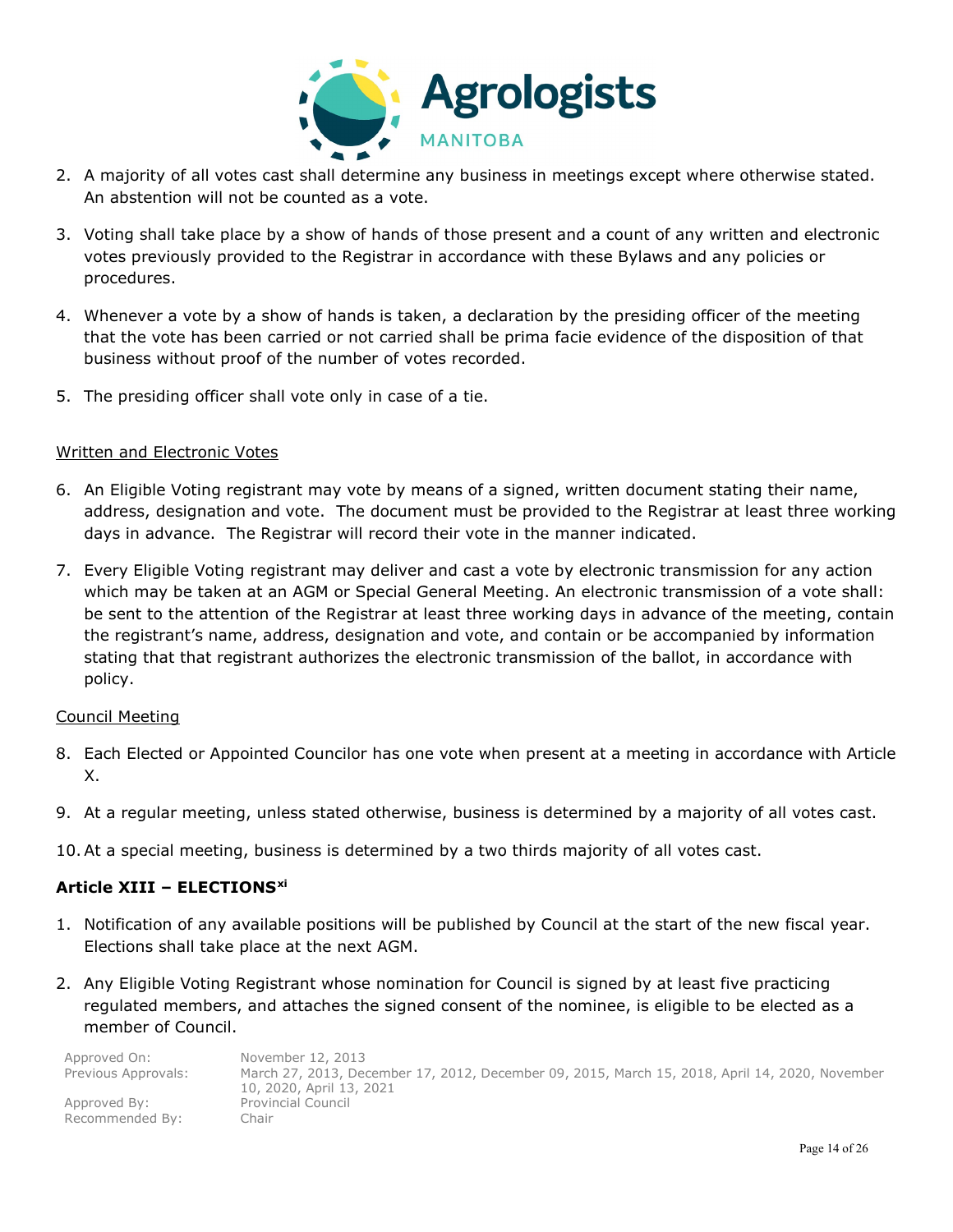2. A majority of all votes cast shall determine any business in meetings except where otherwise stated. An abstention will not be counted as a vote.

3. Voting shall take place by a show of hands of those present and a count of any written and electronic votes previously provided to the Registrar in accordance with these Bylaws and any policies or procedures.

4. Whenever a vote by a show of hands is taken, a declaration by the presiding officer of the meeting that the vote has been carried or not carried shall be prima facie evidence of the disposition of that business without proof of the number of votes recorded.

5. The presiding officer shall vote only in case of a tie.

Written and Electronic Votes

6. An Eligible Voting registrant may vote by means of a signed, written document stating their name, address, designation and vote. The document must be provided to the Registrar at least three working days in advance. The Registrar will record their vote in the manner indicated.

7. Every Eligible Voting registrant may deliver and cast a vote by electronic transmission for any action which may be taken at an AGM or Special General Meeting. An electronic transmission of a vote shall: be sent to the attention of the Registrar at least three working days in advance of the meeting, contain the registrant's name, address, designation and vote, and contain or be accompanied by information stating that that registrant authorizes the electronic transmission of the ballot, in accordance with policy.

Council Meeting

8. Each Elected or Appointed Councilor has one vote when present at a meeting in accordance with Article X.

9. At a regular meeting, unless stated otherwise, business is determined by a majority of all votes cast.

10. At a special meeting, business is determined by a two thirds majority of all votes cast.

### Article XIII – ELECTIONS[xi]

1. Notification of any available positions will be published by Council at the start of the new fiscal year. Elections shall take place at the next AGM.

2. Any Eligible Voting Registrant whose nomination for Council is signed by at least five practicing regulated members, and attaches the signed consent of the nominee, is eligible to be elected as a member of Council.

Approved On: November 12, 2013
Previous Approvals: March 27, 2013, December 17, 2012, December 09, 2015, March 15, 2018, April 14, 2020, November 10, 2020, April 13, 2021
Approved By: Provincial Council
Recommended By: Chair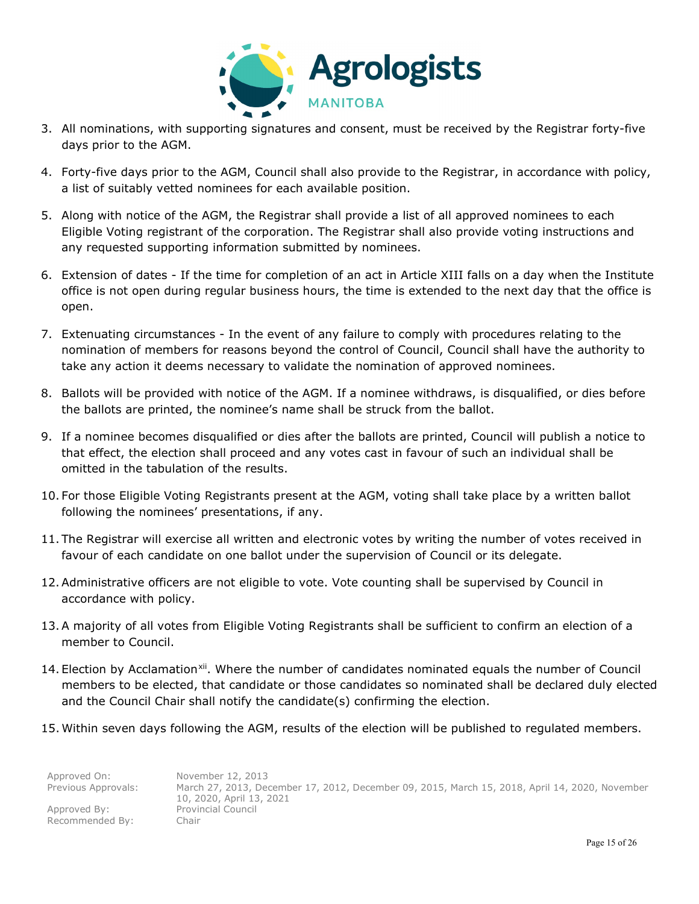3. All nominations, with supporting signatures and consent, must be received by the Registrar forty-five days prior to the AGM.

4. Forty-five days prior to the AGM, Council shall also provide to the Registrar, in accordance with policy, a list of suitably vetted nominees for each available position.

5. Along with notice of the AGM, the Registrar shall provide a list of all approved nominees to each Eligible Voting registrant of the corporation. The Registrar shall also provide voting instructions and any requested supporting information submitted by nominees.

6. Extension of dates - If the time for completion of an act in Article XIII falls on a day when the Institute office is not open during regular business hours, the time is extended to the next day that the office is open.

7. Extenuating circumstances - In the event of any failure to comply with procedures relating to the nomination of members for reasons beyond the control of Council, Council shall have the authority to take any action it deems necessary to validate the nomination of approved nominees.

8. Ballots will be provided with notice of the AGM. If a nominee withdraws, is disqualified, or dies before the ballots are printed, the nominee's name shall be struck from the ballot.

9. If a nominee becomes disqualified or dies after the ballots are printed, Council will publish a notice to that effect, the election shall proceed and any votes cast in favour of such an individual shall be omitted in the tabulation of the results.

10. For those Eligible Voting Registrants present at the AGM, voting shall take place by a written ballot following the nominees' presentations, if any.

11. The Registrar will exercise all written and electronic votes by writing the number of votes received in favour of each candidate on one ballot under the supervision of Council or its delegate.

12. Administrative officers are not eligible to vote. Vote counting shall be supervised by Council in accordance with policy.

13. A majority of all votes from Eligible Voting Registrants shall be sufficient to confirm an election of a member to Council.

14. Election by Acclamation[xii]. Where the number of candidates nominated equals the number of Council members to be elected, that candidate or those candidates so nominated shall be declared duly elected and the Council Chair shall notify the candidate(s) confirming the election.

15. Within seven days following the AGM, results of the election will be published to regulated members.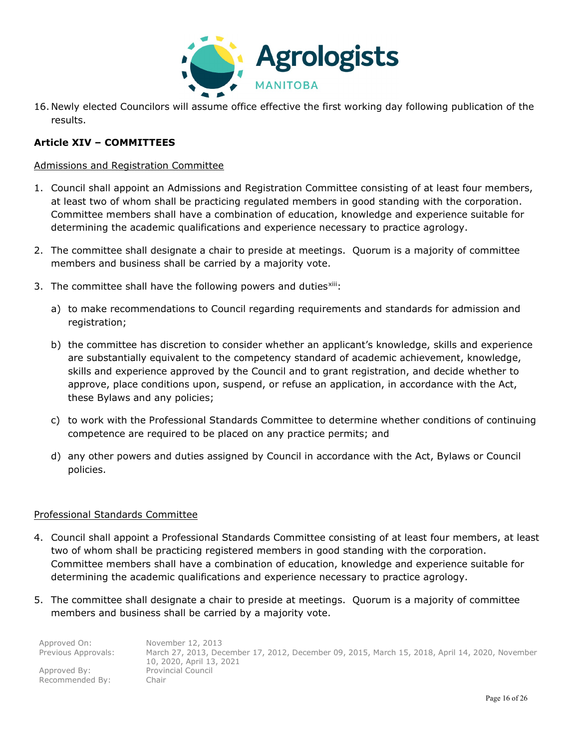16. Newly elected Councilors will assume office effective the first working day following publication of the results.

**Article XIV – COMMITTEES**

Admissions and Registration Committee

1. Council shall appoint an Admissions and Registration Committee consisting of at least four members, at least two of whom shall be practicing regulated members in good standing with the corporation. Committee members shall have a combination of education, knowledge and experience suitable for determining the academic qualifications and experience necessary to practice agrology.

2. The committee shall designate a chair to preside at meetings. Quorum is a majority of committee members and business shall be carried by a majority vote.

3. The committee shall have the following powers and duties[xiii]:

   a) to make recommendations to Council regarding requirements and standards for admission and registration;

   b) the committee has discretion to consider whether an applicant's knowledge, skills and experience are substantially equivalent to the competency standard of academic achievement, knowledge, skills and experience approved by the Council and to grant registration, and decide whether to approve, place conditions upon, suspend, or refuse an application, in accordance with the Act, these Bylaws and any policies;

   c) to work with the Professional Standards Committee to determine whether conditions of continuing competence are required to be placed on any practice permits; and

   d) any other powers and duties assigned by Council in accordance with the Act, Bylaws or Council policies.

Professional Standards Committee

4. Council shall appoint a Professional Standards Committee consisting of at least four members, at least two of whom shall be practicing registered members in good standing with the corporation. Committee members shall have a combination of education, knowledge and experience suitable for determining the academic qualifications and experience necessary to practice agrology.

5. The committee shall designate a chair to preside at meetings. Quorum is a majority of committee members and business shall be carried by a majority vote.

Approved On: November 12, 2013
Previous Approvals: March 27, 2013, December 17, 2012, December 09, 2015, March 15, 2018, April 14, 2020, November 10, 2020, April 13, 2021
Approved By: Provincial Council
Recommended By: Chair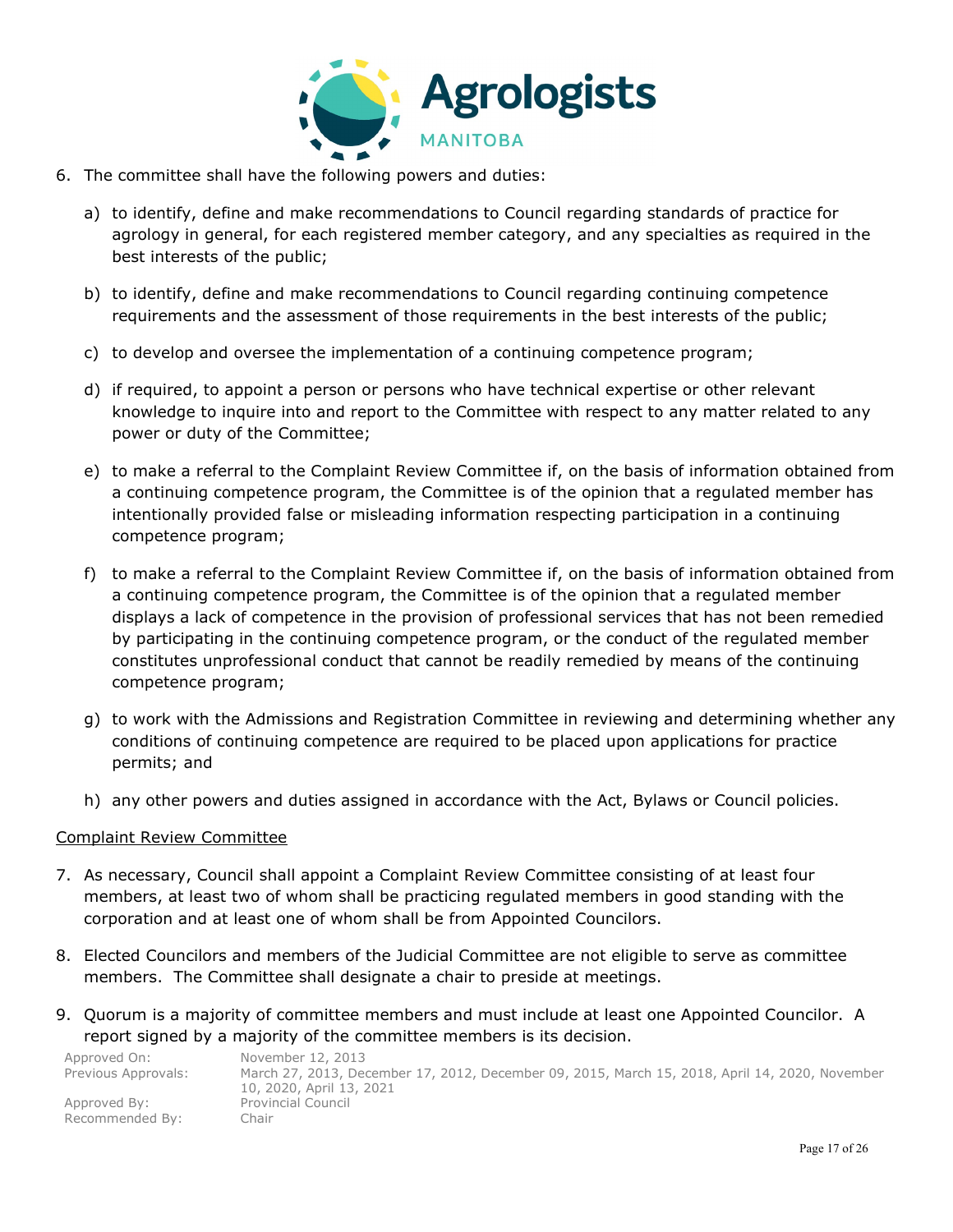6. The committee shall have the following powers and duties:

   a) to identify, define and make recommendations to Council regarding standards of practice for agrology in general, for each registered member category, and any specialties as required in the best interests of the public;

   b) to identify, define and make recommendations to Council regarding continuing competence requirements and the assessment of those requirements in the best interests of the public;

   c) to develop and oversee the implementation of a continuing competence program;

   d) if required, to appoint a person or persons who have technical expertise or other relevant knowledge to inquire into and report to the Committee with respect to any matter related to any power or duty of the Committee;

   e) to make a referral to the Complaint Review Committee if, on the basis of information obtained from a continuing competence program, the Committee is of the opinion that a regulated member has intentionally provided false or misleading information respecting participation in a continuing competence program;

   f) to make a referral to the Complaint Review Committee if, on the basis of information obtained from a continuing competence program, the Committee is of the opinion that a regulated member displays a lack of competence in the provision of professional services that has not been remedied by participating in the continuing competence program, or the conduct of the regulated member constitutes unprofessional conduct that cannot be readily remedied by means of the continuing competence program;

   g) to work with the Admissions and Registration Committee in reviewing and determining whether any conditions of continuing competence are required to be placed upon applications for practice permits; and

   h) any other powers and duties assigned in accordance with the Act, Bylaws or Council policies.

<u>Complaint Review Committee</u>

7. As necessary, Council shall appoint a Complaint Review Committee consisting of at least four members, at least two of whom shall be practicing regulated members in good standing with the corporation and at least one of whom shall be from Appointed Councilors.

8. Elected Councilors and members of the Judicial Committee are not eligible to serve as committee members. The Committee shall designate a chair to preside at meetings.

9. Quorum is a majority of committee members and must include at least one Appointed Councilor. A report signed by a majority of the committee members is its decision.

Approved On: November 12, 2013
Previous Approvals: March 27, 2013, December 17, 2012, December 09, 2015, March 15, 2018, April 14, 2020, November 10, 2020, April 13, 2021
Approved By: Provincial Council
Recommended By: Chair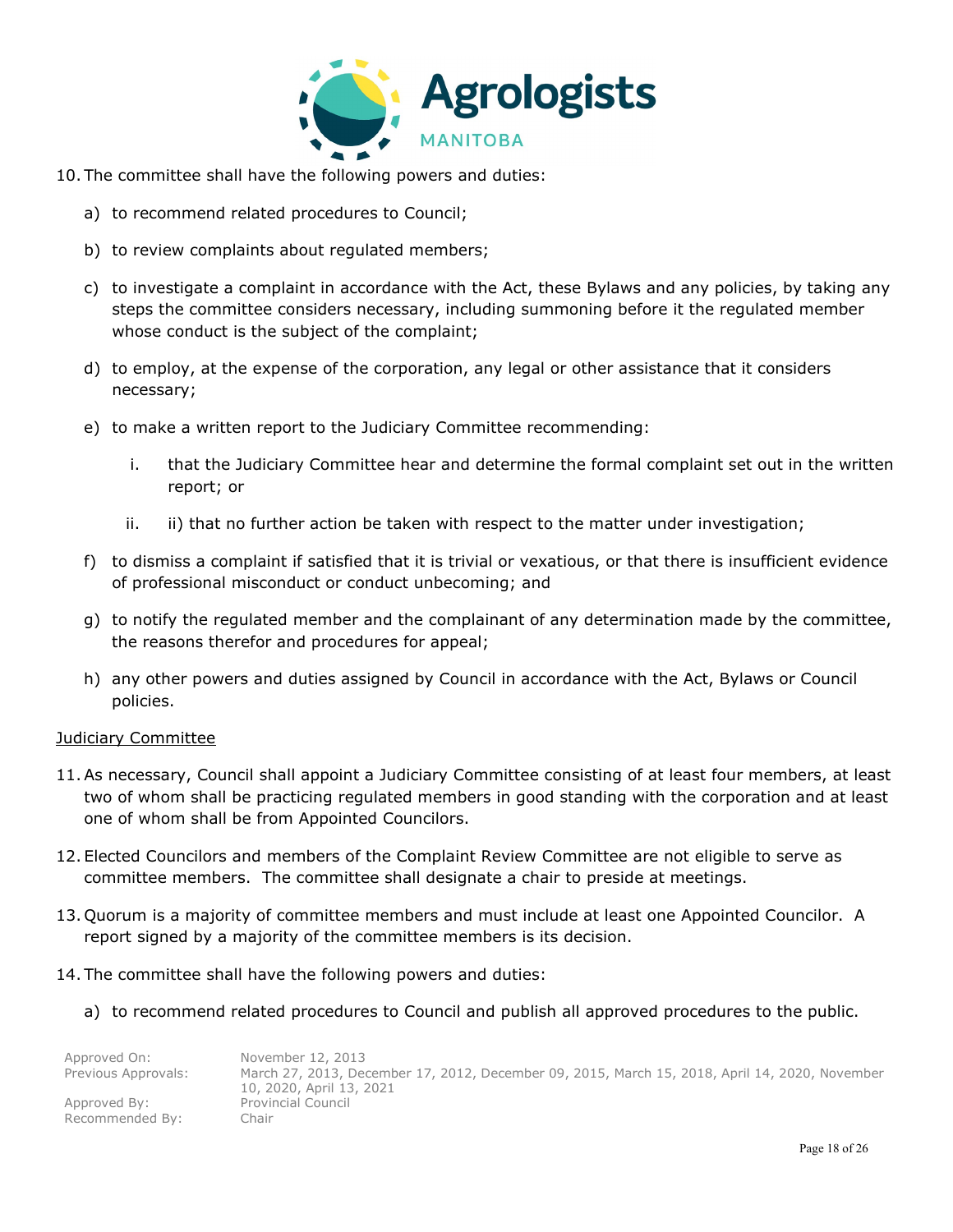10. The committee shall have the following powers and duties:

    a) to recommend related procedures to Council;

    b) to review complaints about regulated members;

    c) to investigate a complaint in accordance with the Act, these Bylaws and any policies, by taking any steps the committee considers necessary, including summoning before it the regulated member whose conduct is the subject of the complaint;

    d) to employ, at the expense of the corporation, any legal or other assistance that it considers necessary;

    e) to make a written report to the Judiciary Committee recommending:

        i. that the Judiciary Committee hear and determine the formal complaint set out in the written report; or

        ii. ii) that no further action be taken with respect to the matter under investigation;

    f) to dismiss a complaint if satisfied that it is trivial or vexatious, or that there is insufficient evidence of professional misconduct or conduct unbecoming; and

    g) to notify the regulated member and the complainant of any determination made by the committee, the reasons therefor and procedures for appeal;

    h) any other powers and duties assigned by Council in accordance with the Act, Bylaws or Council policies.

<u>Judiciary Committee</u>

11. As necessary, Council shall appoint a Judiciary Committee consisting of at least four members, at least two of whom shall be practicing regulated members in good standing with the corporation and at least one of whom shall be from Appointed Councilors.

12. Elected Councilors and members of the Complaint Review Committee are not eligible to serve as committee members. The committee shall designate a chair to preside at meetings.

13. Quorum is a majority of committee members and must include at least one Appointed Councilor. A report signed by a majority of the committee members is its decision.

14. The committee shall have the following powers and duties:

    a) to recommend related procedures to Council and publish all approved procedures to the public.

Approved On: November 12, 2013
Previous Approvals: March 27, 2013, December 17, 2012, December 09, 2015, March 15, 2018, April 14, 2020, November 10, 2020, April 13, 2021
Approved By: Provincial Council
Recommended By: Chair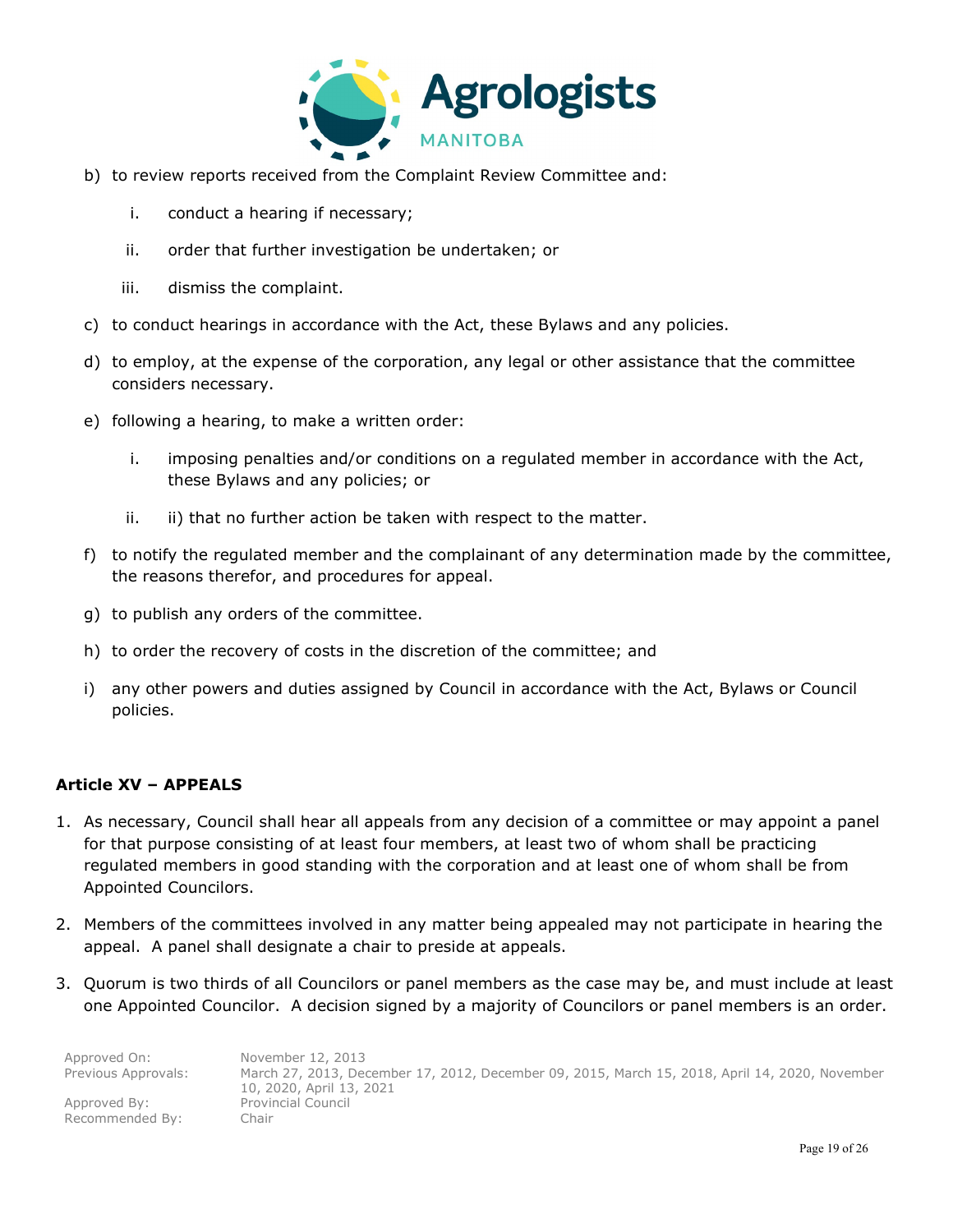b) to review reports received from the Complaint Review Committee and:

   i. conduct a hearing if necessary;

   ii. order that further investigation be undertaken; or

   iii. dismiss the complaint.

c) to conduct hearings in accordance with the Act, these Bylaws and any policies.

d) to employ, at the expense of the corporation, any legal or other assistance that the committee considers necessary.

e) following a hearing, to make a written order:

   i. imposing penalties and/or conditions on a regulated member in accordance with the Act, these Bylaws and any policies; or

   ii. ii) that no further action be taken with respect to the matter.

f) to notify the regulated member and the complainant of any determination made by the committee, the reasons therefor, and procedures for appeal.

g) to publish any orders of the committee.

h) to order the recovery of costs in the discretion of the committee; and

i) any other powers and duties assigned by Council in accordance with the Act, Bylaws or Council policies.

### Article XV – APPEALS

1. As necessary, Council shall hear all appeals from any decision of a committee or may appoint a panel for that purpose consisting of at least four members, at least two of whom shall be practicing regulated members in good standing with the corporation and at least one of whom shall be from Appointed Councilors.

2. Members of the committees involved in any matter being appealed may not participate in hearing the appeal. A panel shall designate a chair to preside at appeals.

3. Quorum is two thirds of all Councilors or panel members as the case may be, and must include at least one Appointed Councilor. A decision signed by a majority of Councilors or panel members is an order.

Approved On: November 12, 2013
Previous Approvals: March 27, 2013, December 17, 2012, December 09, 2015, March 15, 2018, April 14, 2020, November 10, 2020, April 13, 2021
Approved By: Provincial Council
Recommended By: Chair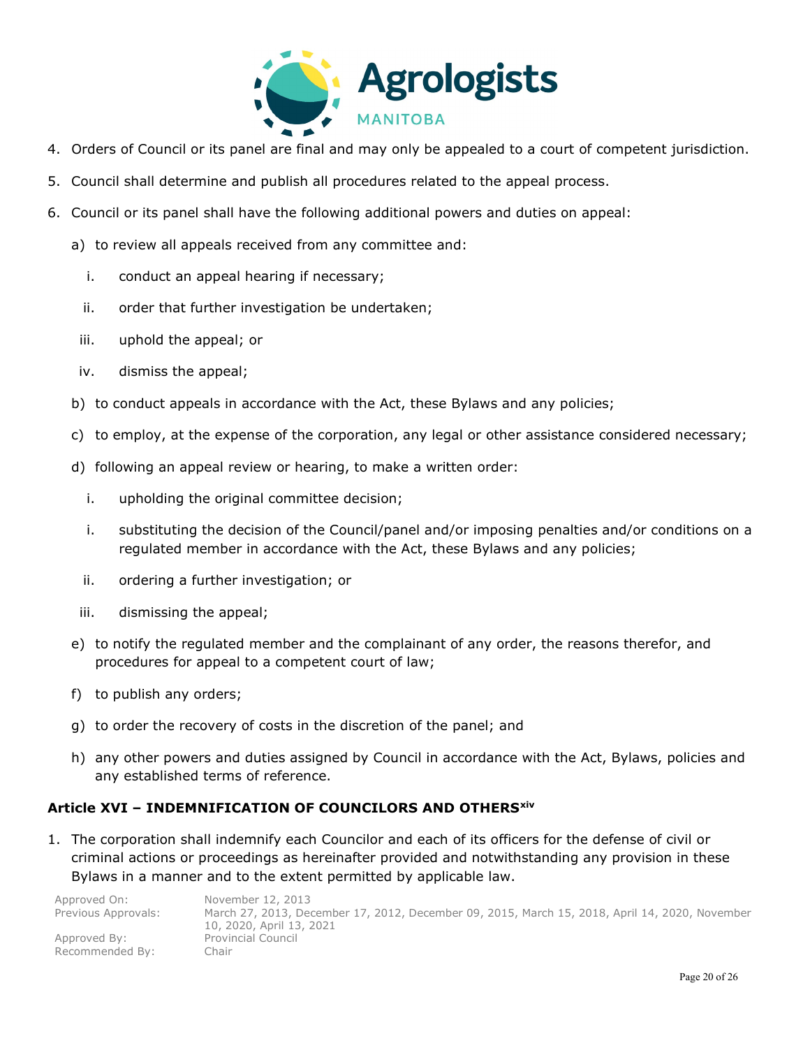4. Orders of Council or its panel are final and may only be appealed to a court of competent jurisdiction.
5. Council shall determine and publish all procedures related to the appeal process.
6. Council or its panel shall have the following additional powers and duties on appeal:
   a) to review all appeals received from any committee and:
      i. conduct an appeal hearing if necessary;
      ii. order that further investigation be undertaken;
      iii. uphold the appeal; or
      iv. dismiss the appeal;
   b) to conduct appeals in accordance with the Act, these Bylaws and any policies;
   c) to employ, at the expense of the corporation, any legal or other assistance considered necessary;
   d) following an appeal review or hearing, to make a written order:
      i. upholding the original committee decision;
      i. substituting the decision of the Council/panel and/or imposing penalties and/or conditions on a regulated member in accordance with the Act, these Bylaws and any policies;
      ii. ordering a further investigation; or
      iii. dismissing the appeal;
   e) to notify the regulated member and the complainant of any order, the reasons therefor, and procedures for appeal to a competent court of law;
   f) to publish any orders;
   g) to order the recovery of costs in the discretion of the panel; and
   h) any other powers and duties assigned by Council in accordance with the Act, Bylaws, policies and any established terms of reference.

### Article XVI – INDEMNIFICATION OF COUNCILORS AND OTHERS[xiv]

1. The corporation shall indemnify each Councilor and each of its officers for the defense of civil or criminal actions or proceedings as hereinafter provided and notwithstanding any provision in these Bylaws in a manner and to the extent permitted by applicable law.

| | |
|---|---|
| Approved On: | November 12, 2013 |
| Previous Approvals: | March 27, 2013, December 17, 2012, December 09, 2015, March 15, 2018, April 14, 2020, November 10, 2020, April 13, 2021 |
| Approved By: | Provincial Council |
| Recommended By: | Chair |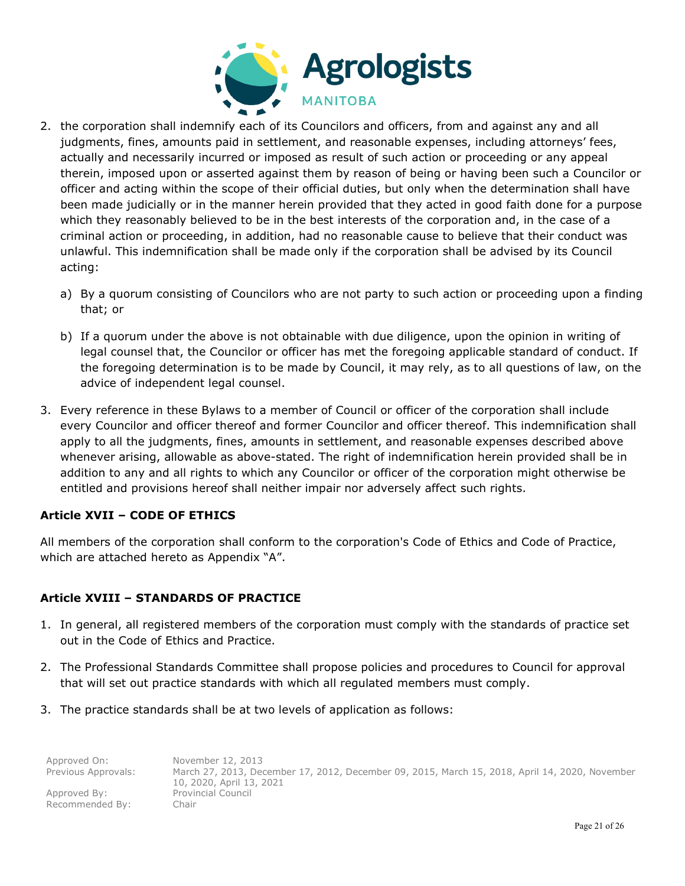2. the corporation shall indemnify each of its Councilors and officers, from and against any and all judgments, fines, amounts paid in settlement, and reasonable expenses, including attorneys' fees, actually and necessarily incurred or imposed as result of such action or proceeding or any appeal therein, imposed upon or asserted against them by reason of being or having been such a Councilor or officer and acting within the scope of their official duties, but only when the determination shall have been made judicially or in the manner herein provided that they acted in good faith done for a purpose which they reasonably believed to be in the best interests of the corporation and, in the case of a criminal action or proceeding, in addition, had no reasonable cause to believe that their conduct was unlawful. This indemnification shall be made only if the corporation shall be advised by its Council acting:

   a) By a quorum consisting of Councilors who are not party to such action or proceeding upon a finding that; or

   b) If a quorum under the above is not obtainable with due diligence, upon the opinion in writing of legal counsel that, the Councilor or officer has met the foregoing applicable standard of conduct. If the foregoing determination is to be made by Council, it may rely, as to all questions of law, on the advice of independent legal counsel.

3. Every reference in these Bylaws to a member of Council or officer of the corporation shall include every Councilor and officer thereof and former Councilor and officer thereof. This indemnification shall apply to all the judgments, fines, amounts in settlement, and reasonable expenses described above whenever arising, allowable as above-stated. The right of indemnification herein provided shall be in addition to any and all rights to which any Councilor or officer of the corporation might otherwise be entitled and provisions hereof shall neither impair nor adversely affect such rights.

**Article XVII – CODE OF ETHICS**

All members of the corporation shall conform to the corporation's Code of Ethics and Code of Practice, which are attached hereto as Appendix "A".

**Article XVIII – STANDARDS OF PRACTICE**

1. In general, all registered members of the corporation must comply with the standards of practice set out in the Code of Ethics and Practice.

2. The Professional Standards Committee shall propose policies and procedures to Council for approval that will set out practice standards with which all regulated members must comply.

3. The practice standards shall be at two levels of application as follows:

| | |
|---|---|
| Approved On: | November 12, 2013 |
| Previous Approvals: | March 27, 2013, December 17, 2012, December 09, 2015, March 15, 2018, April 14, 2020, November 10, 2020, April 13, 2021 |
| Approved By: | Provincial Council |
| Recommended By: | Chair |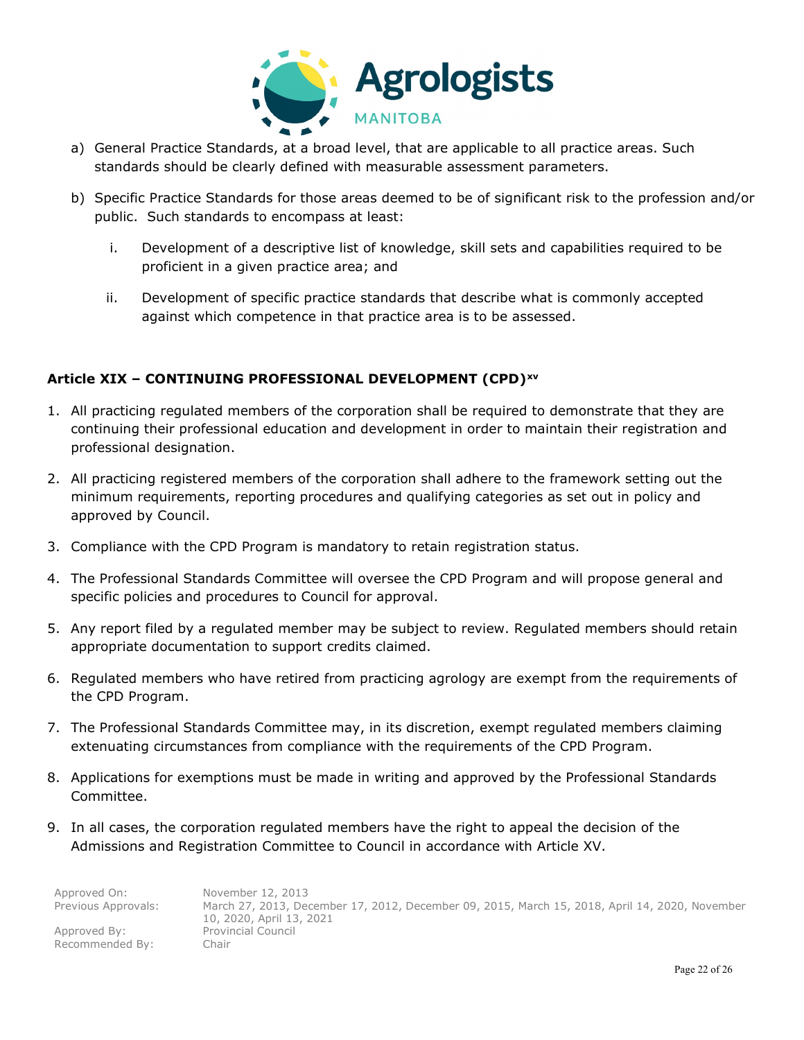a) General Practice Standards, at a broad level, that are applicable to all practice areas. Such standards should be clearly defined with measurable assessment parameters.

b) Specific Practice Standards for those areas deemed to be of significant risk to the profession and/or public. Such standards to encompass at least:

   i. Development of a descriptive list of knowledge, skill sets and capabilities required to be proficient in a given practice area; and

   ii. Development of specific practice standards that describe what is commonly accepted against which competence in that practice area is to be assessed.

### Article XIX – CONTINUING PROFESSIONAL DEVELOPMENT (CPD)[xv]

1. All practicing regulated members of the corporation shall be required to demonstrate that they are continuing their professional education and development in order to maintain their registration and professional designation.

2. All practicing registered members of the corporation shall adhere to the framework setting out the minimum requirements, reporting procedures and qualifying categories as set out in policy and approved by Council.

3. Compliance with the CPD Program is mandatory to retain registration status.

4. The Professional Standards Committee will oversee the CPD Program and will propose general and specific policies and procedures to Council for approval.

5. Any report filed by a regulated member may be subject to review. Regulated members should retain appropriate documentation to support credits claimed.

6. Regulated members who have retired from practicing agrology are exempt from the requirements of the CPD Program.

7. The Professional Standards Committee may, in its discretion, exempt regulated members claiming extenuating circumstances from compliance with the requirements of the CPD Program.

8. Applications for exemptions must be made in writing and approved by the Professional Standards Committee.

9. In all cases, the corporation regulated members have the right to appeal the decision of the Admissions and Registration Committee to Council in accordance with Article XV.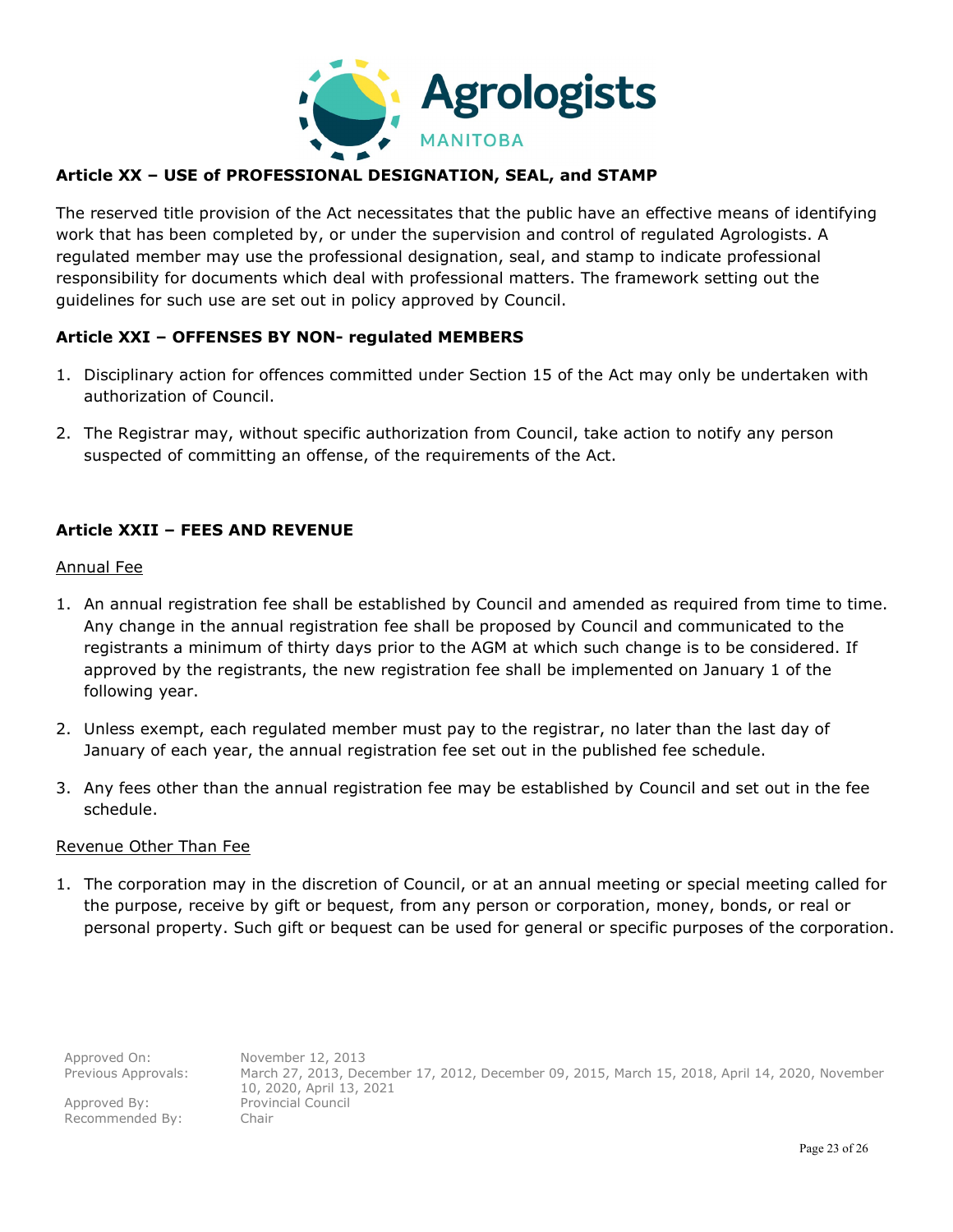## Article XX – USE of PROFESSIONAL DESIGNATION, SEAL, and STAMP

The reserved title provision of the Act necessitates that the public have an effective means of identifying work that has been completed by, or under the supervision and control of regulated Agrologists. A regulated member may use the professional designation, seal, and stamp to indicate professional responsibility for documents which deal with professional matters. The framework setting out the guidelines for such use are set out in policy approved by Council.

## Article XXI – OFFENSES BY NON- regulated MEMBERS

1. Disciplinary action for offences committed under Section 15 of the Act may only be undertaken with authorization of Council.
2. The Registrar may, without specific authorization from Council, take action to notify any person suspected of committing an offense, of the requirements of the Act.

## Article XXII – FEES AND REVENUE

<u>Annual Fee</u>

1. An annual registration fee shall be established by Council and amended as required from time to time. Any change in the annual registration fee shall be proposed by Council and communicated to the registrants a minimum of thirty days prior to the AGM at which such change is to be considered. If approved by the registrants, the new registration fee shall be implemented on January 1 of the following year.
2. Unless exempt, each regulated member must pay to the registrar, no later than the last day of January of each year, the annual registration fee set out in the published fee schedule.
3. Any fees other than the annual registration fee may be established by Council and set out in the fee schedule.

<u>Revenue Other Than Fee</u>

1. The corporation may in the discretion of Council, or at an annual meeting or special meeting called for the purpose, receive by gift or bequest, from any person or corporation, money, bonds, or real or personal property. Such gift or bequest can be used for general or specific purposes of the corporation.

| | |
|---|---|
| Approved On: | November 12, 2013 |
| Previous Approvals: | March 27, 2013, December 17, 2012, December 09, 2015, March 15, 2018, April 14, 2020, November 10, 2020, April 13, 2021 |
| Approved By: | Provincial Council |
| Recommended By: | Chair |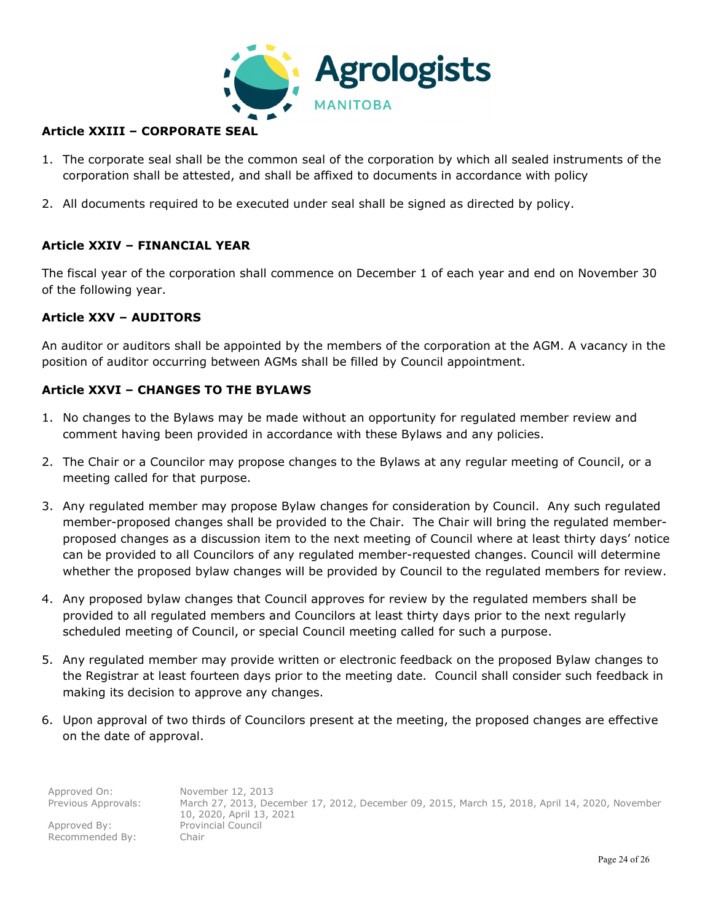## Article XXIII – CORPORATE SEAL

1. The corporate seal shall be the common seal of the corporation by which all sealed instruments of the corporation shall be attested, and shall be affixed to documents in accordance with policy
2. All documents required to be executed under seal shall be signed as directed by policy.

## Article XXIV – FINANCIAL YEAR

The fiscal year of the corporation shall commence on December 1 of each year and end on November 30 of the following year.

## Article XXV – AUDITORS

An auditor or auditors shall be appointed by the members of the corporation at the AGM. A vacancy in the position of auditor occurring between AGMs shall be filled by Council appointment.

## Article XXVI – CHANGES TO THE BYLAWS

1. No changes to the Bylaws may be made without an opportunity for regulated member review and comment having been provided in accordance with these Bylaws and any policies.
2. The Chair or a Councilor may propose changes to the Bylaws at any regular meeting of Council, or a meeting called for that purpose.
3. Any regulated member may propose Bylaw changes for consideration by Council. Any such regulated member-proposed changes shall be provided to the Chair. The Chair will bring the regulated member-proposed changes as a discussion item to the next meeting of Council where at least thirty days' notice can be provided to all Councilors of any regulated member-requested changes. Council will determine whether the proposed bylaw changes will be provided by Council to the regulated members for review.
4. Any proposed bylaw changes that Council approves for review by the regulated members shall be provided to all regulated members and Councilors at least thirty days prior to the next regularly scheduled meeting of Council, or special Council meeting called for such a purpose.
5. Any regulated member may provide written or electronic feedback on the proposed Bylaw changes to the Registrar at least fourteen days prior to the meeting date. Council shall consider such feedback in making its decision to approve any changes.
6. Upon approval of two thirds of Councilors present at the meeting, the proposed changes are effective on the date of approval.

| | |
|---|---|
| Approved On: | November 12, 2013 |
| Previous Approvals: | March 27, 2013, December 17, 2012, December 09, 2015, March 15, 2018, April 14, 2020, November 10, 2020, April 13, 2021 |
| Approved By: | Provincial Council |
| Recommended By: | Chair |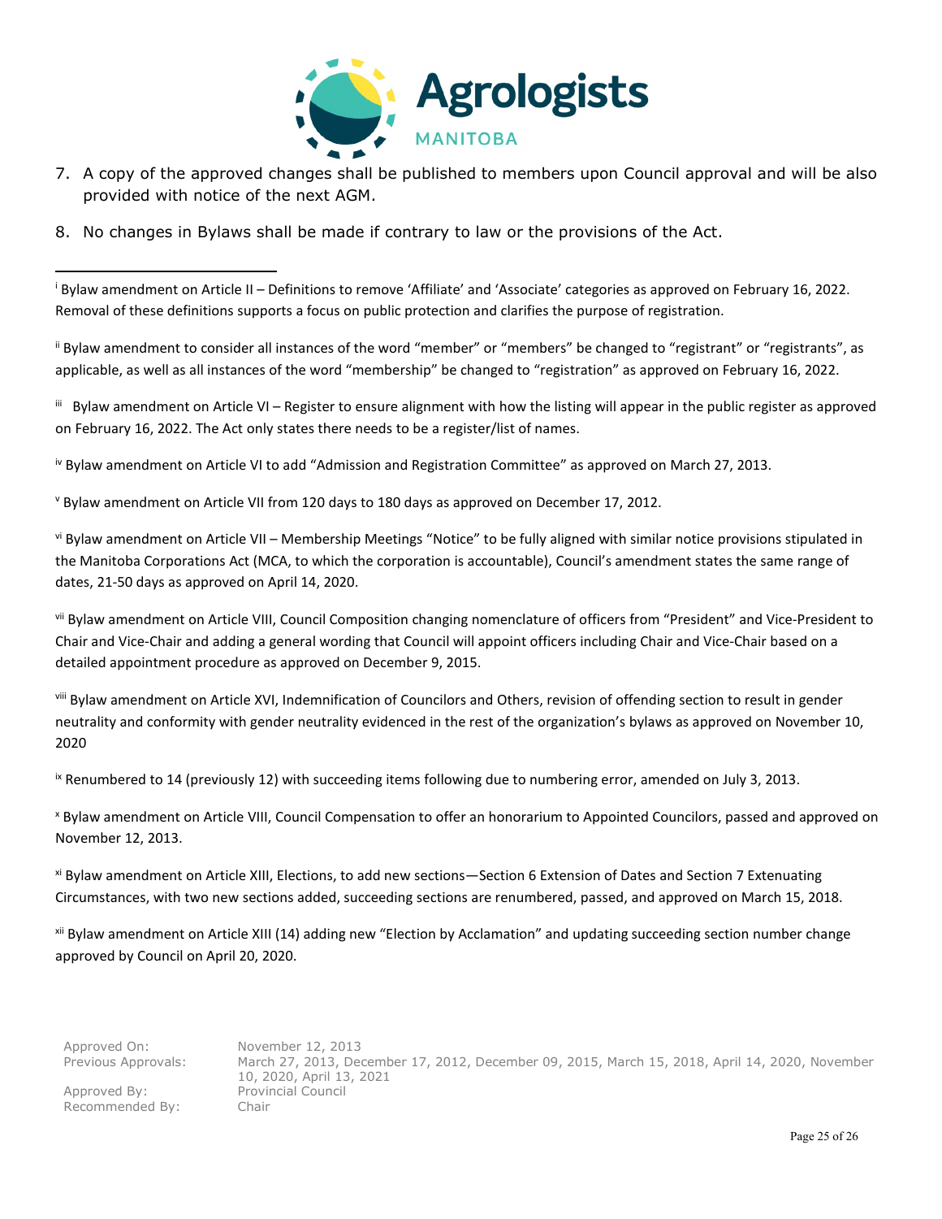7. A copy of the approved changes shall be published to members upon Council approval and will be also provided with notice of the next AGM.

8. No changes in Bylaws shall be made if contrary to law or the provisions of the Act.

---

[i] Bylaw amendment on Article II – Definitions to remove 'Affiliate' and 'Associate' categories as approved on February 16, 2022. Removal of these definitions supports a focus on public protection and clarifies the purpose of registration.

[ii] Bylaw amendment to consider all instances of the word "member" or "members" be changed to "registrant" or "registrants", as applicable, as well as all instances of the word "membership" be changed to "registration" as approved on February 16, 2022.

[iii] Bylaw amendment on Article VI – Register to ensure alignment with how the listing will appear in the public register as approved on February 16, 2022. The Act only states there needs to be a register/list of names.

[iv] Bylaw amendment on Article VI to add "Admission and Registration Committee" as approved on March 27, 2013.

[v] Bylaw amendment on Article VII from 120 days to 180 days as approved on December 17, 2012.

[vi] Bylaw amendment on Article VII – Membership Meetings "Notice" to be fully aligned with similar notice provisions stipulated in the Manitoba Corporations Act (MCA, to which the corporation is accountable), Council's amendment states the same range of dates, 21-50 days as approved on April 14, 2020.

[vii] Bylaw amendment on Article VIII, Council Composition changing nomenclature of officers from "President" and Vice-President to Chair and Vice-Chair and adding a general wording that Council will appoint officers including Chair and Vice-Chair based on a detailed appointment procedure as approved on December 9, 2015.

[viii] Bylaw amendment on Article XVI, Indemnification of Councilors and Others, revision of offending section to result in gender neutrality and conformity with gender neutrality evidenced in the rest of the organization's bylaws as approved on November 10, 2020

[ix] Renumbered to 14 (previously 12) with succeeding items following due to numbering error, amended on July 3, 2013.

[x] Bylaw amendment on Article VIII, Council Compensation to offer an honorarium to Appointed Councilors, passed and approved on November 12, 2013.

[xi] Bylaw amendment on Article XIII, Elections, to add new sections—Section 6 Extension of Dates and Section 7 Extenuating Circumstances, with two new sections added, succeeding sections are renumbered, passed, and approved on March 15, 2018.

[xii] Bylaw amendment on Article XIII (14) adding new "Election by Acclamation" and updating succeeding section number change approved by Council on April 20, 2020.

| | |
|---|---|
| Approved On: | November 12, 2013 |
| Previous Approvals: | March 27, 2013, December 17, 2012, December 09, 2015, March 15, 2018, April 14, 2020, November 10, 2020, April 13, 2021 |
| Approved By: | Provincial Council |
| Recommended By: | Chair |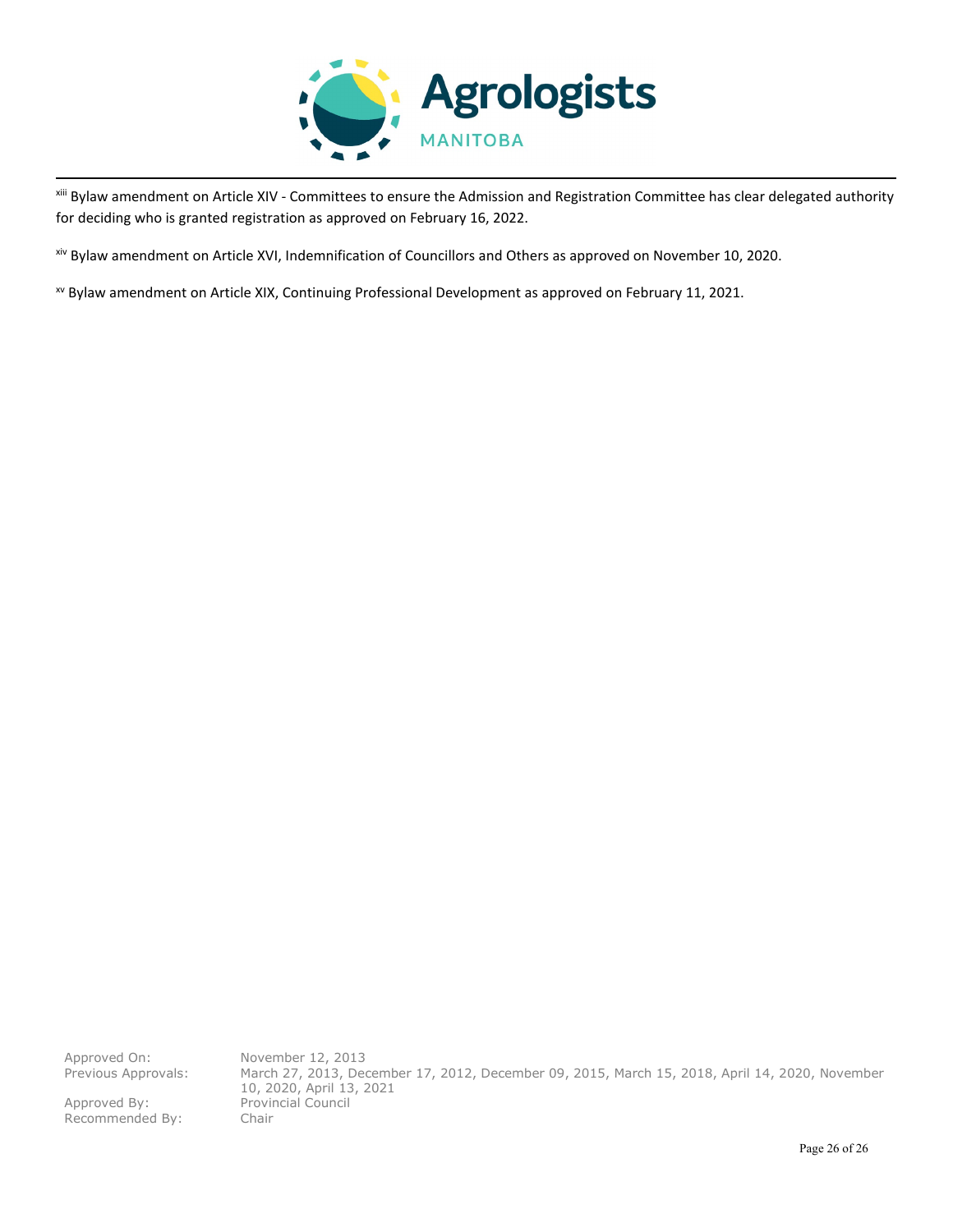[xiii] Bylaw amendment on Article XIV - Committees to ensure the Admission and Registration Committee has clear delegated authority for deciding who is granted registration as approved on February 16, 2022.

[xiv] Bylaw amendment on Article XVI, Indemnification of Councillors and Others as approved on November 10, 2020.

[xv] Bylaw amendment on Article XIX, Continuing Professional Development as approved on February 11, 2021.

| | |
|---|---|
| Approved On: | November 12, 2013 |
| Previous Approvals: | March 27, 2013, December 17, 2012, December 09, 2015, March 15, 2018, April 14, 2020, November 10, 2020, April 13, 2021 |
| Approved By: | Provincial Council |
| Recommended By: | Chair |